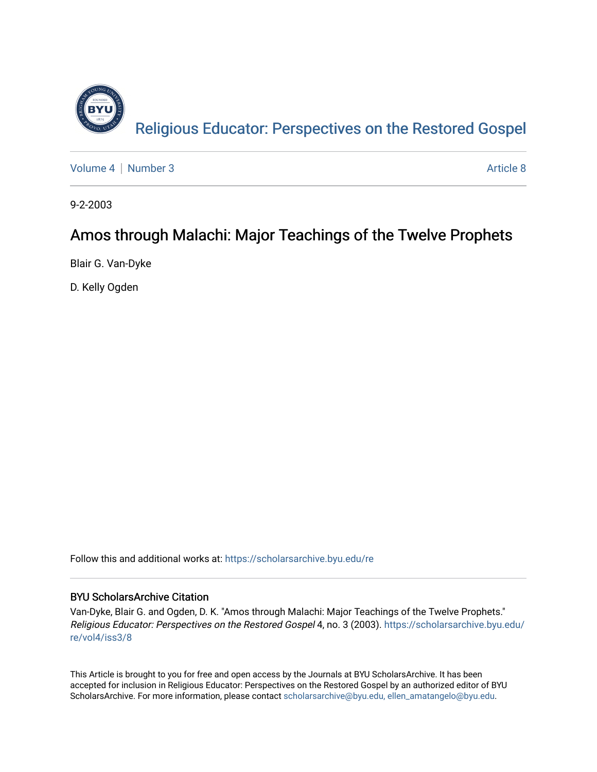Religious Educator: Perspectives on the Restored Gospel

Volume 4 | Number 3 | Article 8

9-2-2003

# Amos through Malachi: Major Teachings of the Twelve Prophets

Blair G. Van-Dyke

D. Kelly Ogden

Follow this and additional works at: https://scholarsarchive.byu.edu/re

## BYU ScholarsArchive Citation

Van-Dyke, Blair G. and Ogden, D. K. "Amos through Malachi: Major Teachings of the Twelve Prophets." *Religious Educator: Perspectives on the Restored Gospel* 4, no. 3 (2003). https://scholarsarchive.byu.edu/re/vol4/iss3/8

This Article is brought to you for free and open access by the Journals at BYU ScholarsArchive. It has been accepted for inclusion in Religious Educator: Perspectives on the Restored Gospel by an authorized editor of BYU ScholarsArchive. For more information, please contact scholarsarchive@byu.edu, ellen_amatangelo@byu.edu.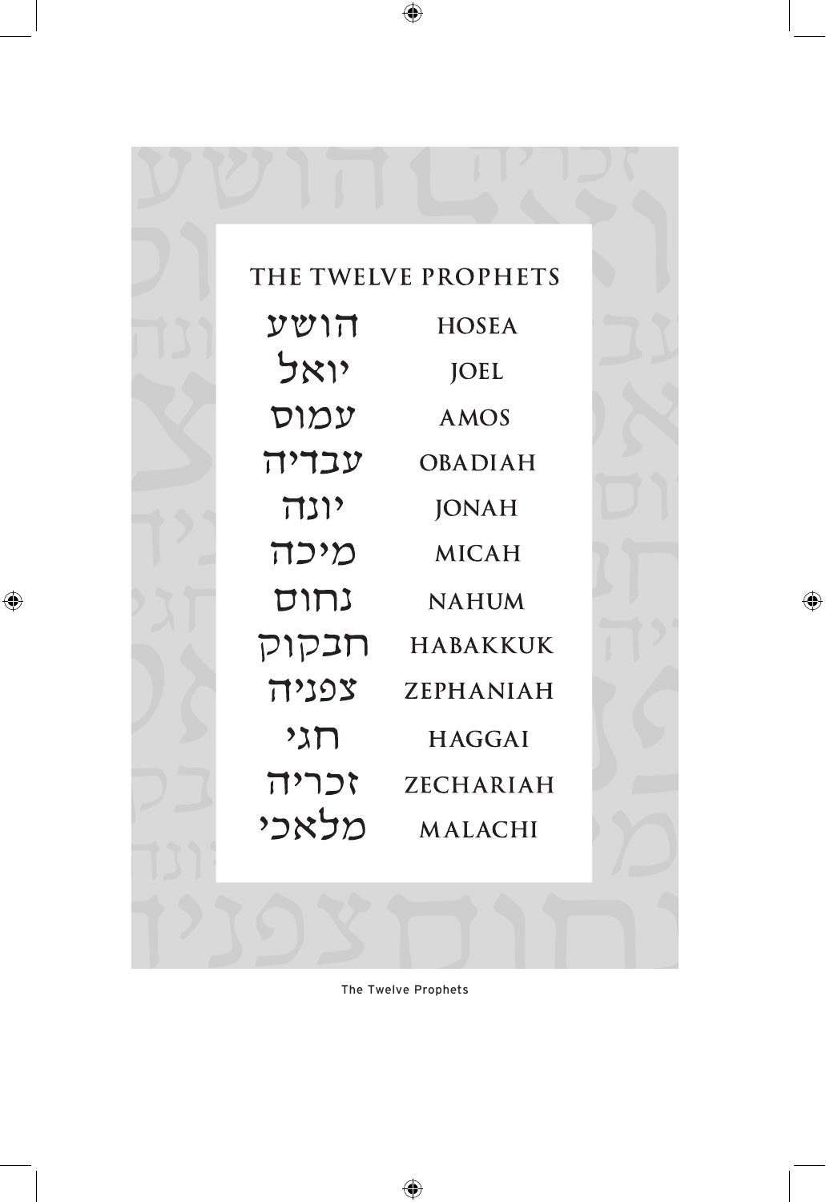## THE TWELVE PROPHETS

| | |
|---|---|
| הושע | HOSEA |
| יואל | JOEL |
| עמוס | AMOS |
| עבדיה | OBADIAH |
| יונה | JONAH |
| מיכה | MICAH |
| נחום | NAHUM |
| חבקוק | HABAKKUK |
| צפניה | ZEPHANIAH |
| חגי | HAGGAI |
| זכריה | ZECHARIAH |
| מלאכי | MALACHI |

The Twelve Prophets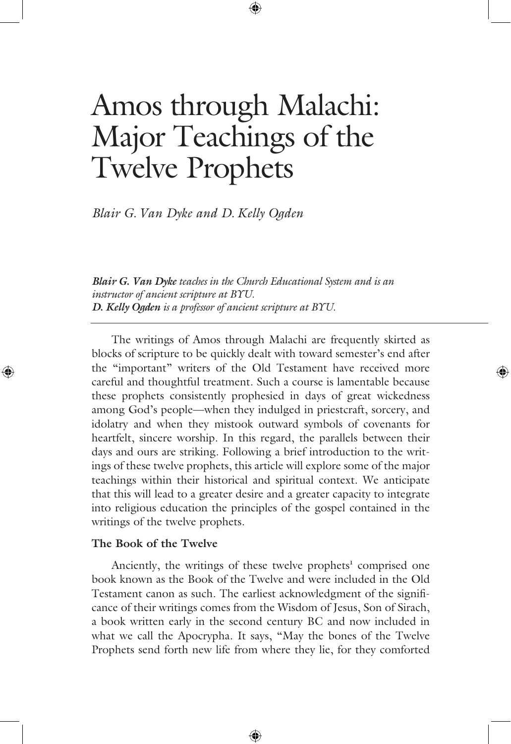# Amos through Malachi: Major Teachings of the Twelve Prophets

*Blair G. Van Dyke and D. Kelly Ogden*

***Blair G. Van Dyke*** *teaches in the Church Educational System and is an instructor of ancient scripture at BYU.*
***D. Kelly Ogden*** *is a professor of ancient scripture at BYU.*

---

The writings of Amos through Malachi are frequently skirted as blocks of scripture to be quickly dealt with toward semester's end after the "important" writers of the Old Testament have received more careful and thoughtful treatment. Such a course is lamentable because these prophets consistently prophesied in days of great wickedness among God's people—when they indulged in priestcraft, sorcery, and idolatry and when they mistook outward symbols of covenants for heartfelt, sincere worship. In this regard, the parallels between their days and ours are striking. Following a brief introduction to the writings of these twelve prophets, this article will explore some of the major teachings within their historical and spiritual context. We anticipate that this will lead to a greater desire and a greater capacity to integrate into religious education the principles of the gospel contained in the writings of the twelve prophets.

**The Book of the Twelve**

Anciently, the writings of these twelve prophets[1] comprised one book known as the Book of the Twelve and were included in the Old Testament canon as such. The earliest acknowledgment of the significance of their writings comes from the Wisdom of Jesus, Son of Sirach, a book written early in the second century BC and now included in what we call the Apocrypha. It says, "May the bones of the Twelve Prophets send forth new life from where they lie, for they comforted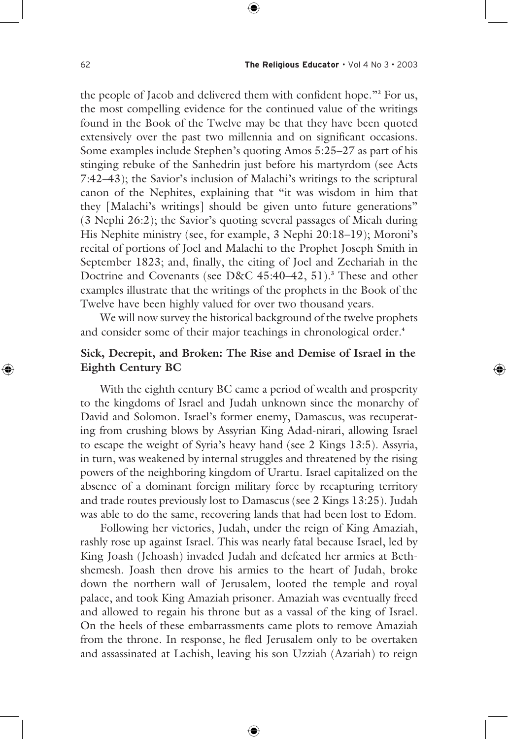the people of Jacob and delivered them with confident hope."[2] For us, the most compelling evidence for the continued value of the writings found in the Book of the Twelve may be that they have been quoted extensively over the past two millennia and on significant occasions. Some examples include Stephen's quoting Amos 5:25–27 as part of his stinging rebuke of the Sanhedrin just before his martyrdom (see Acts 7:42–43); the Savior's inclusion of Malachi's writings to the scriptural canon of the Nephites, explaining that "it was wisdom in him that they [Malachi's writings] should be given unto future generations" (3 Nephi 26:2); the Savior's quoting several passages of Micah during His Nephite ministry (see, for example, 3 Nephi 20:18–19); Moroni's recital of portions of Joel and Malachi to the Prophet Joseph Smith in September 1823; and, finally, the citing of Joel and Zechariah in the Doctrine and Covenants (see D&C 45:40–42, 51).[3] These and other examples illustrate that the writings of the prophets in the Book of the Twelve have been highly valued for over two thousand years.

We will now survey the historical background of the twelve prophets and consider some of their major teachings in chronological order.[4]

## Sick, Decrepit, and Broken: The Rise and Demise of Israel in the Eighth Century BC

With the eighth century BC came a period of wealth and prosperity to the kingdoms of Israel and Judah unknown since the monarchy of David and Solomon. Israel's former enemy, Damascus, was recuperating from crushing blows by Assyrian King Adad-nirari, allowing Israel to escape the weight of Syria's heavy hand (see 2 Kings 13:5). Assyria, in turn, was weakened by internal struggles and threatened by the rising powers of the neighboring kingdom of Urartu. Israel capitalized on the absence of a dominant foreign military force by recapturing territory and trade routes previously lost to Damascus (see 2 Kings 13:25). Judah was able to do the same, recovering lands that had been lost to Edom.

Following her victories, Judah, under the reign of King Amaziah, rashly rose up against Israel. This was nearly fatal because Israel, led by King Joash (Jehoash) invaded Judah and defeated her armies at Beth-shemesh. Joash then drove his armies to the heart of Judah, broke down the northern wall of Jerusalem, looted the temple and royal palace, and took King Amaziah prisoner. Amaziah was eventually freed and allowed to regain his throne but as a vassal of the king of Israel. On the heels of these embarrassments came plots to remove Amaziah from the throne. In response, he fled Jerusalem only to be overtaken and assassinated at Lachish, leaving his son Uzziah (Azariah) to reign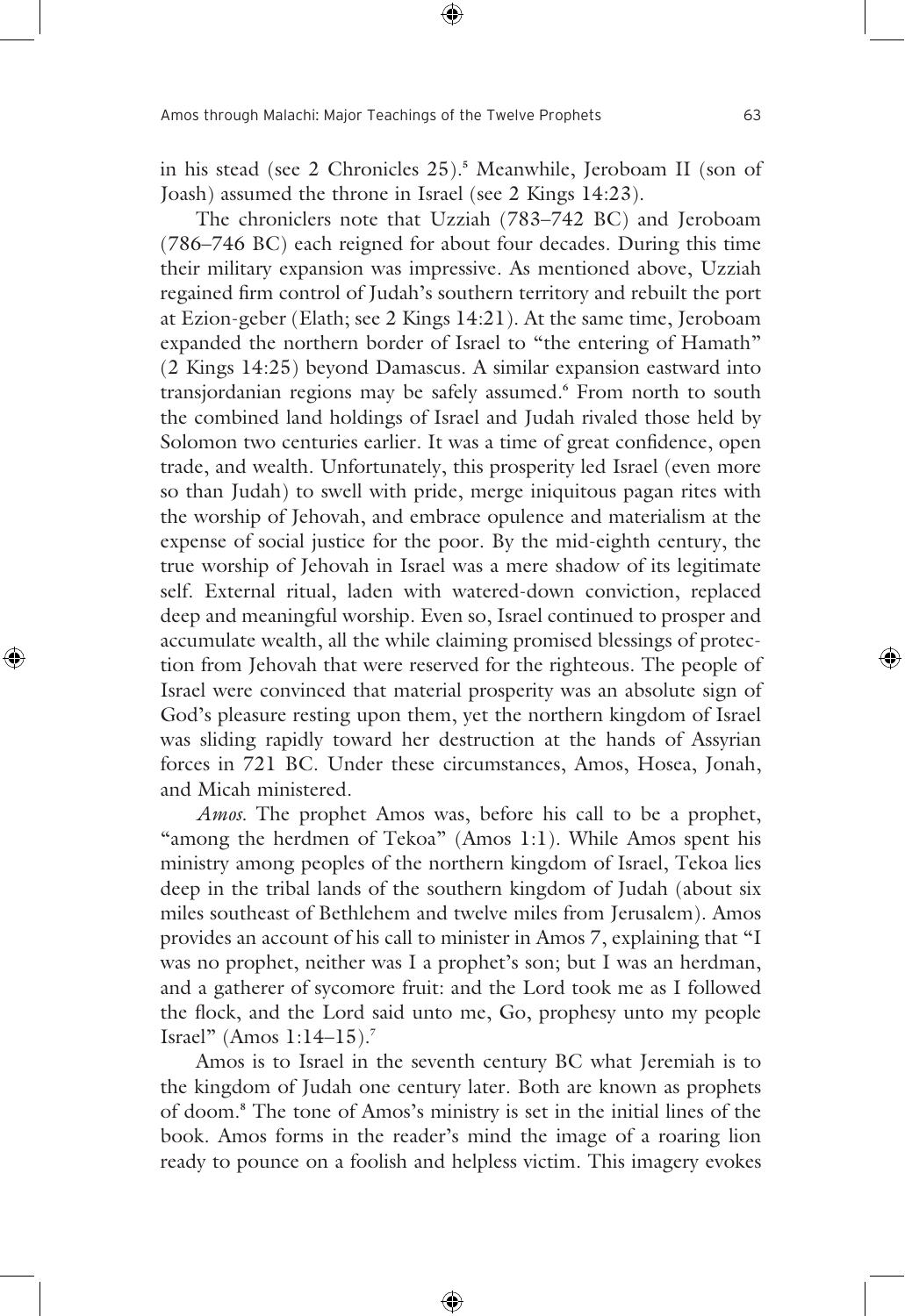in his stead (see 2 Chronicles 25).[5] Meanwhile, Jeroboam II (son of Joash) assumed the throne in Israel (see 2 Kings 14:23).

The chroniclers note that Uzziah (783–742 BC) and Jeroboam (786–746 BC) each reigned for about four decades. During this time their military expansion was impressive. As mentioned above, Uzziah regained firm control of Judah's southern territory and rebuilt the port at Ezion-geber (Elath; see 2 Kings 14:21). At the same time, Jeroboam expanded the northern border of Israel to "the entering of Hamath" (2 Kings 14:25) beyond Damascus. A similar expansion eastward into transjordanian regions may be safely assumed.[6] From north to south the combined land holdings of Israel and Judah rivaled those held by Solomon two centuries earlier. It was a time of great confidence, open trade, and wealth. Unfortunately, this prosperity led Israel (even more so than Judah) to swell with pride, merge iniquitous pagan rites with the worship of Jehovah, and embrace opulence and materialism at the expense of social justice for the poor. By the mid-eighth century, the true worship of Jehovah in Israel was a mere shadow of its legitimate self. External ritual, laden with watered-down conviction, replaced deep and meaningful worship. Even so, Israel continued to prosper and accumulate wealth, all the while claiming promised blessings of protection from Jehovah that were reserved for the righteous. The people of Israel were convinced that material prosperity was an absolute sign of God's pleasure resting upon them, yet the northern kingdom of Israel was sliding rapidly toward her destruction at the hands of Assyrian forces in 721 BC. Under these circumstances, Amos, Hosea, Jonah, and Micah ministered.

*Amos.* The prophet Amos was, before his call to be a prophet, "among the herdmen of Tekoa" (Amos 1:1). While Amos spent his ministry among peoples of the northern kingdom of Israel, Tekoa lies deep in the tribal lands of the southern kingdom of Judah (about six miles southeast of Bethlehem and twelve miles from Jerusalem). Amos provides an account of his call to minister in Amos 7, explaining that "I was no prophet, neither was I a prophet's son; but I was an herdman, and a gatherer of sycomore fruit: and the Lord took me as I followed the flock, and the Lord said unto me, Go, prophesy unto my people Israel" (Amos 1:14–15).[7]

Amos is to Israel in the seventh century BC what Jeremiah is to the kingdom of Judah one century later. Both are known as prophets of doom.[8] The tone of Amos's ministry is set in the initial lines of the book. Amos forms in the reader's mind the image of a roaring lion ready to pounce on a foolish and helpless victim. This imagery evokes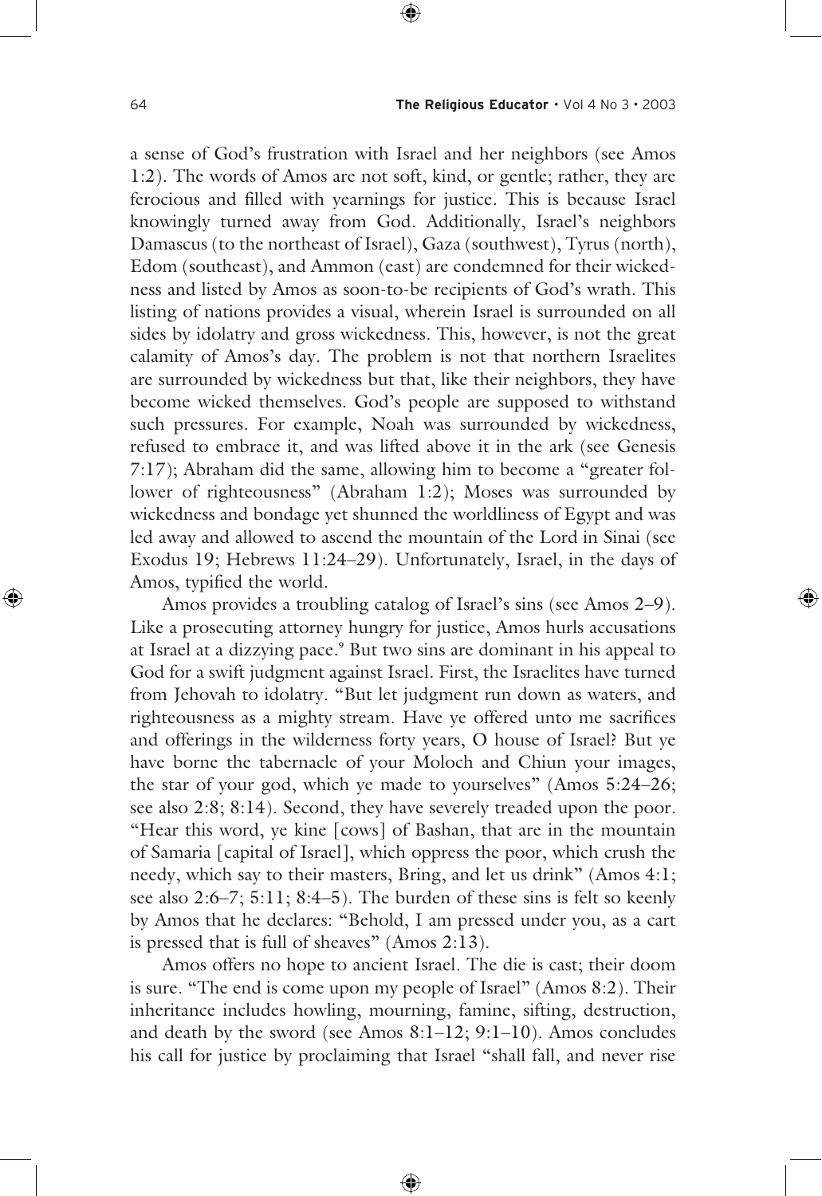a sense of God's frustration with Israel and her neighbors (see Amos 1:2). The words of Amos are not soft, kind, or gentle; rather, they are ferocious and filled with yearnings for justice. This is because Israel knowingly turned away from God. Additionally, Israel's neighbors Damascus (to the northeast of Israel), Gaza (southwest), Tyrus (north), Edom (southeast), and Ammon (east) are condemned for their wickedness and listed by Amos as soon-to-be recipients of God's wrath. This listing of nations provides a visual, wherein Israel is surrounded on all sides by idolatry and gross wickedness. This, however, is not the great calamity of Amos's day. The problem is not that northern Israelites are surrounded by wickedness but that, like their neighbors, they have become wicked themselves. God's people are supposed to withstand such pressures. For example, Noah was surrounded by wickedness, refused to embrace it, and was lifted above it in the ark (see Genesis 7:17); Abraham did the same, allowing him to become a "greater follower of righteousness" (Abraham 1:2); Moses was surrounded by wickedness and bondage yet shunned the worldliness of Egypt and was led away and allowed to ascend the mountain of the Lord in Sinai (see Exodus 19; Hebrews 11:24–29). Unfortunately, Israel, in the days of Amos, typified the world.

Amos provides a troubling catalog of Israel's sins (see Amos 2–9). Like a prosecuting attorney hungry for justice, Amos hurls accusations at Israel at a dizzying pace.[9] But two sins are dominant in his appeal to God for a swift judgment against Israel. First, the Israelites have turned from Jehovah to idolatry. "But let judgment run down as waters, and righteousness as a mighty stream. Have ye offered unto me sacrifices and offerings in the wilderness forty years, O house of Israel? But ye have borne the tabernacle of your Moloch and Chiun your images, the star of your god, which ye made to yourselves" (Amos 5:24–26; see also 2:8; 8:14). Second, they have severely treaded upon the poor. "Hear this word, ye kine [cows] of Bashan, that are in the mountain of Samaria [capital of Israel], which oppress the poor, which crush the needy, which say to their masters, Bring, and let us drink" (Amos 4:1; see also 2:6–7; 5:11; 8:4–5). The burden of these sins is felt so keenly by Amos that he declares: "Behold, I am pressed under you, as a cart is pressed that is full of sheaves" (Amos 2:13).

Amos offers no hope to ancient Israel. The die is cast; their doom is sure. "The end is come upon my people of Israel" (Amos 8:2). Their inheritance includes howling, mourning, famine, sifting, destruction, and death by the sword (see Amos 8:1–12; 9:1–10). Amos concludes his call for justice by proclaiming that Israel "shall fall, and never rise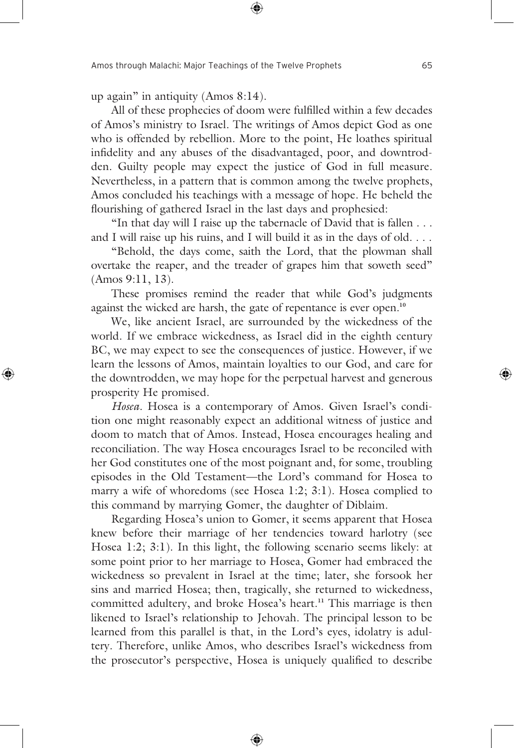up again" in antiquity (Amos 8:14).

All of these prophecies of doom were fulfilled within a few decades of Amos's ministry to Israel. The writings of Amos depict God as one who is offended by rebellion. More to the point, He loathes spiritual infidelity and any abuses of the disadvantaged, poor, and downtrodden. Guilty people may expect the justice of God in full measure. Nevertheless, in a pattern that is common among the twelve prophets, Amos concluded his teachings with a message of hope. He beheld the flourishing of gathered Israel in the last days and prophesied:

"In that day will I raise up the tabernacle of David that is fallen . . . and I will raise up his ruins, and I will build it as in the days of old. . . .

"Behold, the days come, saith the Lord, that the plowman shall overtake the reaper, and the treader of grapes him that soweth seed" (Amos 9:11, 13).

These promises remind the reader that while God's judgments against the wicked are harsh, the gate of repentance is ever open.[10]

We, like ancient Israel, are surrounded by the wickedness of the world. If we embrace wickedness, as Israel did in the eighth century BC, we may expect to see the consequences of justice. However, if we learn the lessons of Amos, maintain loyalties to our God, and care for the downtrodden, we may hope for the perpetual harvest and generous prosperity He promised.

*Hosea*. Hosea is a contemporary of Amos. Given Israel's condition one might reasonably expect an additional witness of justice and doom to match that of Amos. Instead, Hosea encourages healing and reconciliation. The way Hosea encourages Israel to be reconciled with her God constitutes one of the most poignant and, for some, troubling episodes in the Old Testament—the Lord's command for Hosea to marry a wife of whoredoms (see Hosea 1:2; 3:1). Hosea complied to this command by marrying Gomer, the daughter of Diblaim.

Regarding Hosea's union to Gomer, it seems apparent that Hosea knew before their marriage of her tendencies toward harlotry (see Hosea 1:2; 3:1). In this light, the following scenario seems likely: at some point prior to her marriage to Hosea, Gomer had embraced the wickedness so prevalent in Israel at the time; later, she forsook her sins and married Hosea; then, tragically, she returned to wickedness, committed adultery, and broke Hosea's heart.[11] This marriage is then likened to Israel's relationship to Jehovah. The principal lesson to be learned from this parallel is that, in the Lord's eyes, idolatry is adultery. Therefore, unlike Amos, who describes Israel's wickedness from the prosecutor's perspective, Hosea is uniquely qualified to describe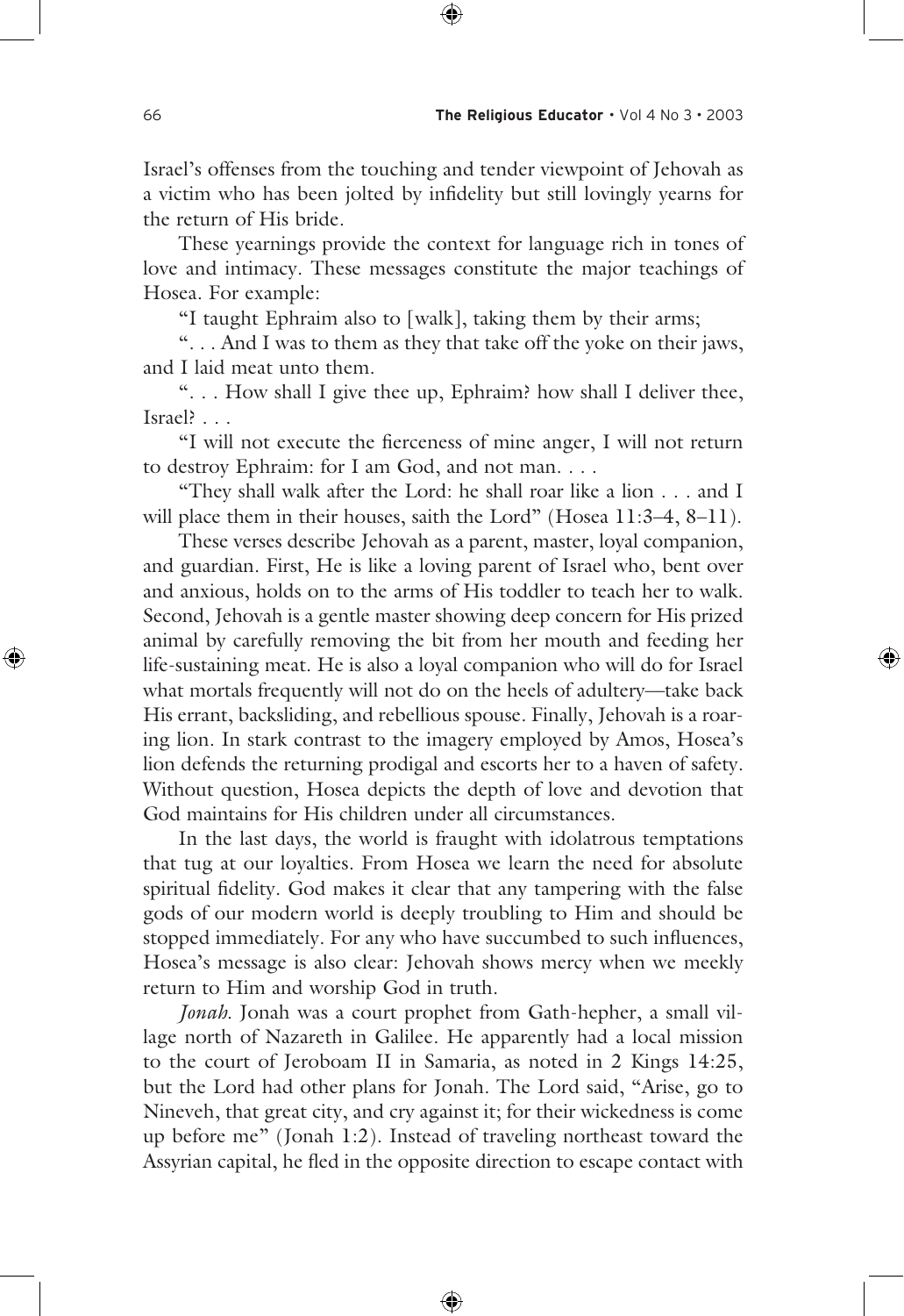Israel's offenses from the touching and tender viewpoint of Jehovah as a victim who has been jolted by infidelity but still lovingly yearns for the return of His bride.

These yearnings provide the context for language rich in tones of love and intimacy. These messages constitute the major teachings of Hosea. For example:

"I taught Ephraim also to [walk], taking them by their arms;

". . . And I was to them as they that take off the yoke on their jaws, and I laid meat unto them.

". . . How shall I give thee up, Ephraim? how shall I deliver thee, Israel? . . .

"I will not execute the fierceness of mine anger, I will not return to destroy Ephraim: for I am God, and not man. . . .

"They shall walk after the Lord: he shall roar like a lion . . . and I will place them in their houses, saith the Lord" (Hosea 11:3–4, 8–11).

These verses describe Jehovah as a parent, master, loyal companion, and guardian. First, He is like a loving parent of Israel who, bent over and anxious, holds on to the arms of His toddler to teach her to walk. Second, Jehovah is a gentle master showing deep concern for His prized animal by carefully removing the bit from her mouth and feeding her life-sustaining meat. He is also a loyal companion who will do for Israel what mortals frequently will not do on the heels of adultery—take back His errant, backsliding, and rebellious spouse. Finally, Jehovah is a roaring lion. In stark contrast to the imagery employed by Amos, Hosea's lion defends the returning prodigal and escorts her to a haven of safety. Without question, Hosea depicts the depth of love and devotion that God maintains for His children under all circumstances.

In the last days, the world is fraught with idolatrous temptations that tug at our loyalties. From Hosea we learn the need for absolute spiritual fidelity. God makes it clear that any tampering with the false gods of our modern world is deeply troubling to Him and should be stopped immediately. For any who have succumbed to such influences, Hosea's message is also clear: Jehovah shows mercy when we meekly return to Him and worship God in truth.

*Jonah.* Jonah was a court prophet from Gath-hepher, a small village north of Nazareth in Galilee. He apparently had a local mission to the court of Jeroboam II in Samaria, as noted in 2 Kings 14:25, but the Lord had other plans for Jonah. The Lord said, "Arise, go to Nineveh, that great city, and cry against it; for their wickedness is come up before me" (Jonah 1:2). Instead of traveling northeast toward the Assyrian capital, he fled in the opposite direction to escape contact with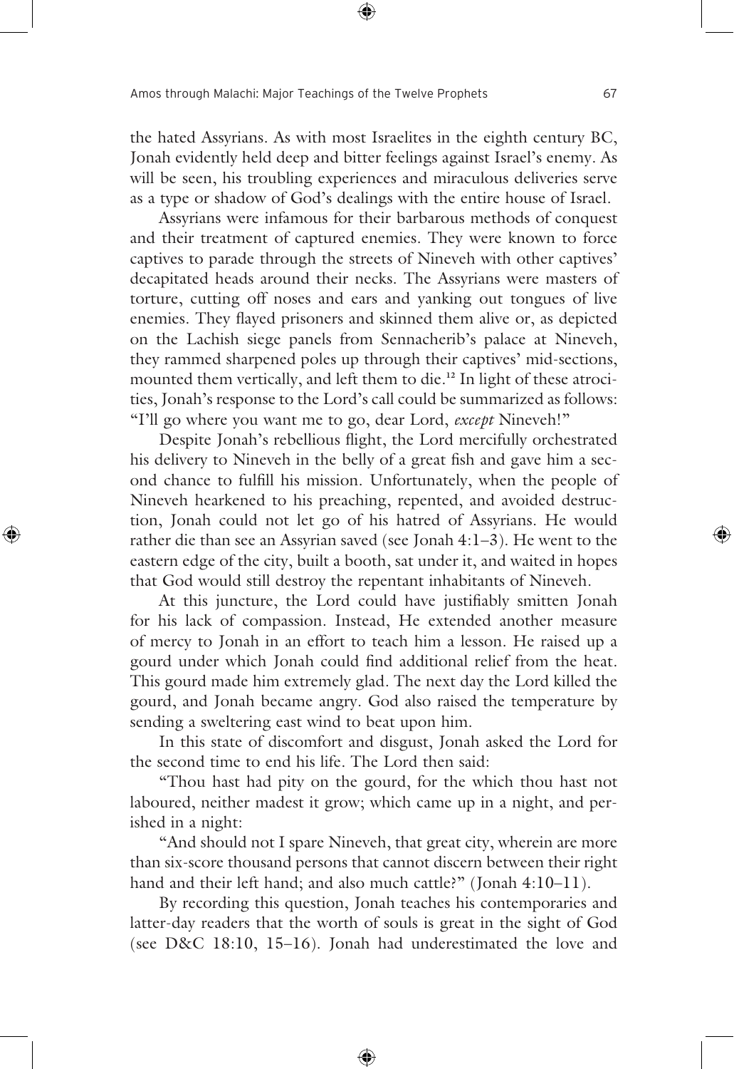the hated Assyrians. As with most Israelites in the eighth century BC, Jonah evidently held deep and bitter feelings against Israel's enemy. As will be seen, his troubling experiences and miraculous deliveries serve as a type or shadow of God's dealings with the entire house of Israel.

Assyrians were infamous for their barbarous methods of conquest and their treatment of captured enemies. They were known to force captives to parade through the streets of Nineveh with other captives' decapitated heads around their necks. The Assyrians were masters of torture, cutting off noses and ears and yanking out tongues of live enemies. They flayed prisoners and skinned them alive or, as depicted on the Lachish siege panels from Sennacherib's palace at Nineveh, they rammed sharpened poles up through their captives' mid-sections, mounted them vertically, and left them to die.[12] In light of these atrocities, Jonah's response to the Lord's call could be summarized as follows: "I'll go where you want me to go, dear Lord, *except* Nineveh!"

Despite Jonah's rebellious flight, the Lord mercifully orchestrated his delivery to Nineveh in the belly of a great fish and gave him a second chance to fulfill his mission. Unfortunately, when the people of Nineveh hearkened to his preaching, repented, and avoided destruction, Jonah could not let go of his hatred of Assyrians. He would rather die than see an Assyrian saved (see Jonah 4:1–3). He went to the eastern edge of the city, built a booth, sat under it, and waited in hopes that God would still destroy the repentant inhabitants of Nineveh.

At this juncture, the Lord could have justifiably smitten Jonah for his lack of compassion. Instead, He extended another measure of mercy to Jonah in an effort to teach him a lesson. He raised up a gourd under which Jonah could find additional relief from the heat. This gourd made him extremely glad. The next day the Lord killed the gourd, and Jonah became angry. God also raised the temperature by sending a sweltering east wind to beat upon him.

In this state of discomfort and disgust, Jonah asked the Lord for the second time to end his life. The Lord then said:

"Thou hast had pity on the gourd, for the which thou hast not laboured, neither madest it grow; which came up in a night, and perished in a night:

"And should not I spare Nineveh, that great city, wherein are more than six-score thousand persons that cannot discern between their right hand and their left hand; and also much cattle?" (Jonah 4:10–11).

By recording this question, Jonah teaches his contemporaries and latter-day readers that the worth of souls is great in the sight of God (see D&C 18:10, 15–16). Jonah had underestimated the love and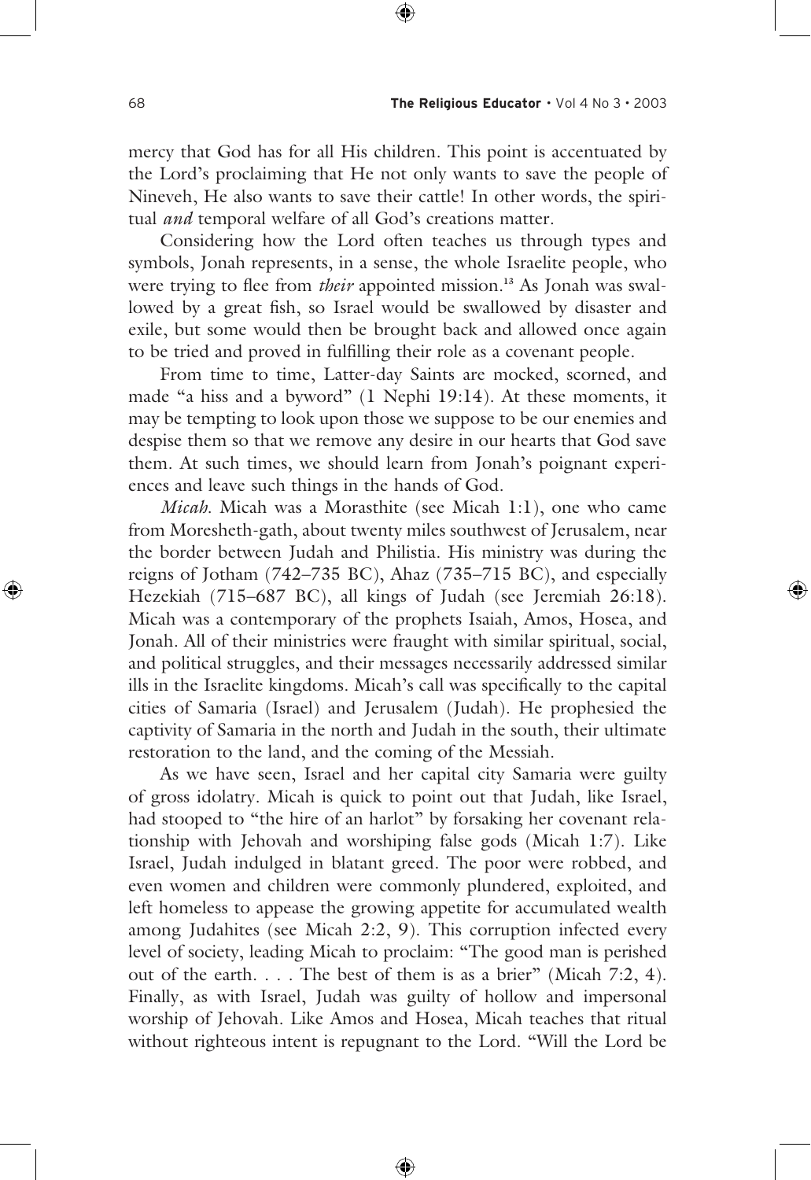mercy that God has for all His children. This point is accentuated by the Lord's proclaiming that He not only wants to save the people of Nineveh, He also wants to save their cattle! In other words, the spiritual *and* temporal welfare of all God's creations matter.

Considering how the Lord often teaches us through types and symbols, Jonah represents, in a sense, the whole Israelite people, who were trying to flee from *their* appointed mission.[13] As Jonah was swallowed by a great fish, so Israel would be swallowed by disaster and exile, but some would then be brought back and allowed once again to be tried and proved in fulfilling their role as a covenant people.

From time to time, Latter-day Saints are mocked, scorned, and made "a hiss and a byword" (1 Nephi 19:14). At these moments, it may be tempting to look upon those we suppose to be our enemies and despise them so that we remove any desire in our hearts that God save them. At such times, we should learn from Jonah's poignant experiences and leave such things in the hands of God.

*Micah.* Micah was a Morasthite (see Micah 1:1), one who came from Moresheth-gath, about twenty miles southwest of Jerusalem, near the border between Judah and Philistia. His ministry was during the reigns of Jotham (742–735 BC), Ahaz (735–715 BC), and especially Hezekiah (715–687 BC), all kings of Judah (see Jeremiah 26:18). Micah was a contemporary of the prophets Isaiah, Amos, Hosea, and Jonah. All of their ministries were fraught with similar spiritual, social, and political struggles, and their messages necessarily addressed similar ills in the Israelite kingdoms. Micah's call was specifically to the capital cities of Samaria (Israel) and Jerusalem (Judah). He prophesied the captivity of Samaria in the north and Judah in the south, their ultimate restoration to the land, and the coming of the Messiah.

As we have seen, Israel and her capital city Samaria were guilty of gross idolatry. Micah is quick to point out that Judah, like Israel, had stooped to "the hire of an harlot" by forsaking her covenant relationship with Jehovah and worshiping false gods (Micah 1:7). Like Israel, Judah indulged in blatant greed. The poor were robbed, and even women and children were commonly plundered, exploited, and left homeless to appease the growing appetite for accumulated wealth among Judahites (see Micah 2:2, 9). This corruption infected every level of society, leading Micah to proclaim: "The good man is perished out of the earth. . . . The best of them is as a brier" (Micah 7:2, 4). Finally, as with Israel, Judah was guilty of hollow and impersonal worship of Jehovah. Like Amos and Hosea, Micah teaches that ritual without righteous intent is repugnant to the Lord. "Will the Lord be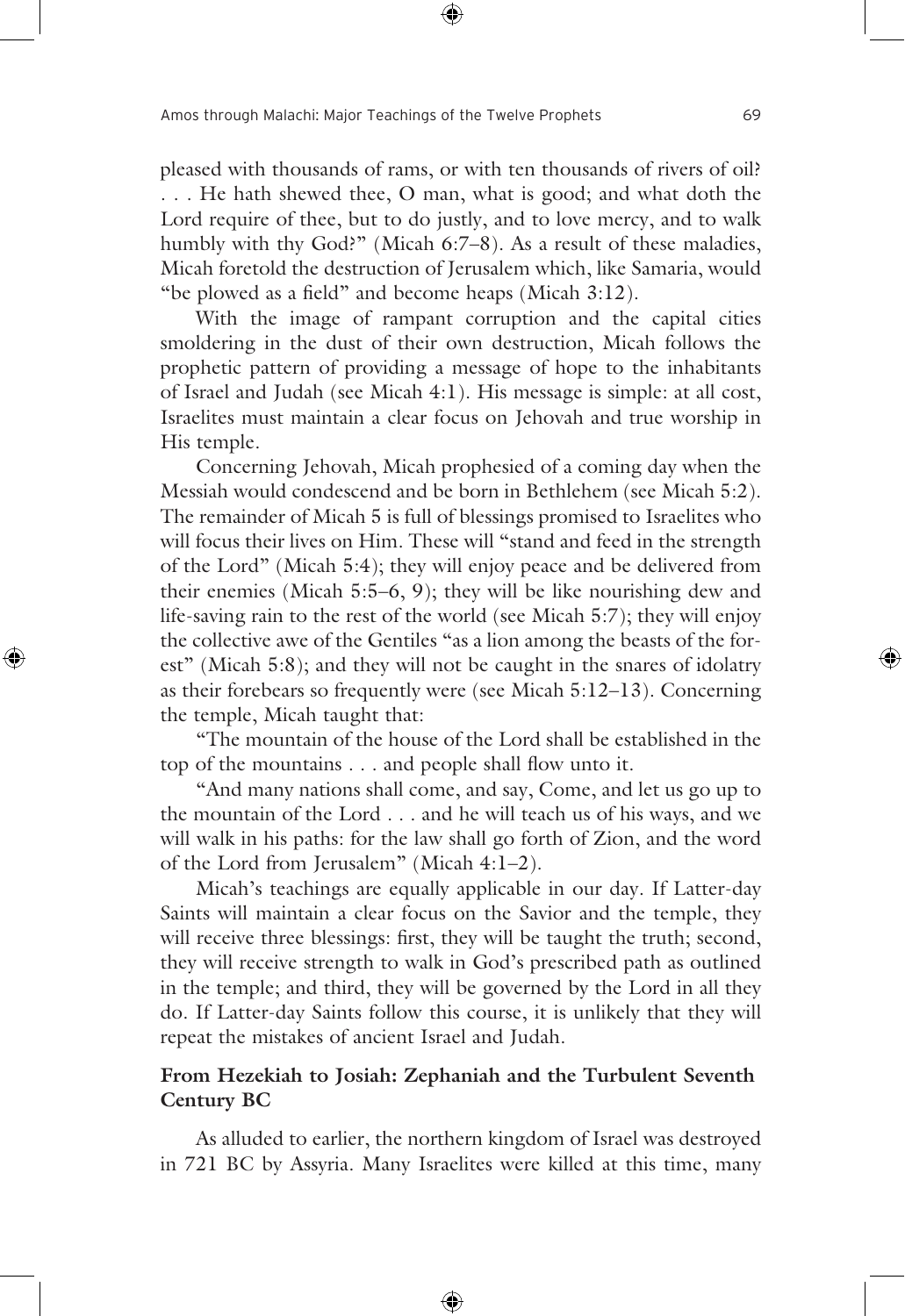pleased with thousands of rams, or with ten thousands of rivers of oil? . . . He hath shewed thee, O man, what is good; and what doth the Lord require of thee, but to do justly, and to love mercy, and to walk humbly with thy God?" (Micah 6:7–8). As a result of these maladies, Micah foretold the destruction of Jerusalem which, like Samaria, would "be plowed as a field" and become heaps (Micah 3:12).

With the image of rampant corruption and the capital cities smoldering in the dust of their own destruction, Micah follows the prophetic pattern of providing a message of hope to the inhabitants of Israel and Judah (see Micah 4:1). His message is simple: at all cost, Israelites must maintain a clear focus on Jehovah and true worship in His temple.

Concerning Jehovah, Micah prophesied of a coming day when the Messiah would condescend and be born in Bethlehem (see Micah 5:2). The remainder of Micah 5 is full of blessings promised to Israelites who will focus their lives on Him. These will "stand and feed in the strength of the Lord" (Micah 5:4); they will enjoy peace and be delivered from their enemies (Micah 5:5–6, 9); they will be like nourishing dew and life-saving rain to the rest of the world (see Micah 5:7); they will enjoy the collective awe of the Gentiles "as a lion among the beasts of the forest" (Micah 5:8); and they will not be caught in the snares of idolatry as their forebears so frequently were (see Micah 5:12–13). Concerning the temple, Micah taught that:

"The mountain of the house of the Lord shall be established in the top of the mountains . . . and people shall flow unto it.

"And many nations shall come, and say, Come, and let us go up to the mountain of the Lord . . . and he will teach us of his ways, and we will walk in his paths: for the law shall go forth of Zion, and the word of the Lord from Jerusalem" (Micah 4:1–2).

Micah's teachings are equally applicable in our day. If Latter-day Saints will maintain a clear focus on the Savior and the temple, they will receive three blessings: first, they will be taught the truth; second, they will receive strength to walk in God's prescribed path as outlined in the temple; and third, they will be governed by the Lord in all they do. If Latter-day Saints follow this course, it is unlikely that they will repeat the mistakes of ancient Israel and Judah.

## From Hezekiah to Josiah: Zephaniah and the Turbulent Seventh Century BC

As alluded to earlier, the northern kingdom of Israel was destroyed in 721 BC by Assyria. Many Israelites were killed at this time, many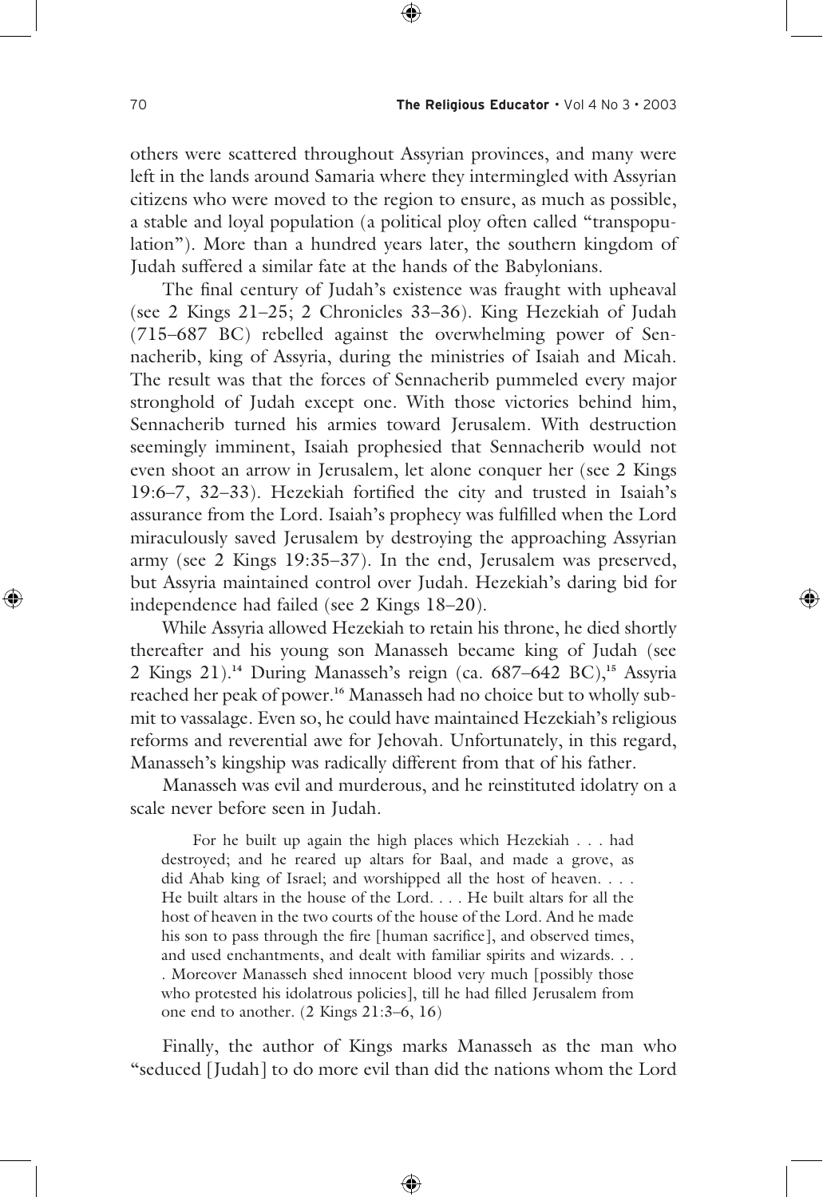others were scattered throughout Assyrian provinces, and many were left in the lands around Samaria where they intermingled with Assyrian citizens who were moved to the region to ensure, as much as possible, a stable and loyal population (a political ploy often called "transpopulation"). More than a hundred years later, the southern kingdom of Judah suffered a similar fate at the hands of the Babylonians.

The final century of Judah's existence was fraught with upheaval (see 2 Kings 21–25; 2 Chronicles 33–36). King Hezekiah of Judah (715–687 BC) rebelled against the overwhelming power of Sennacherib, king of Assyria, during the ministries of Isaiah and Micah. The result was that the forces of Sennacherib pummeled every major stronghold of Judah except one. With those victories behind him, Sennacherib turned his armies toward Jerusalem. With destruction seemingly imminent, Isaiah prophesied that Sennacherib would not even shoot an arrow in Jerusalem, let alone conquer her (see 2 Kings 19:6–7, 32–33). Hezekiah fortified the city and trusted in Isaiah's assurance from the Lord. Isaiah's prophecy was fulfilled when the Lord miraculously saved Jerusalem by destroying the approaching Assyrian army (see 2 Kings 19:35–37). In the end, Jerusalem was preserved, but Assyria maintained control over Judah. Hezekiah's daring bid for independence had failed (see 2 Kings 18–20).

While Assyria allowed Hezekiah to retain his throne, he died shortly thereafter and his young son Manasseh became king of Judah (see 2 Kings 21).[14] During Manasseh's reign (ca. 687–642 BC),[15] Assyria reached her peak of power.[16] Manasseh had no choice but to wholly submit to vassalage. Even so, he could have maintained Hezekiah's religious reforms and reverential awe for Jehovah. Unfortunately, in this regard, Manasseh's kingship was radically different from that of his father.

Manasseh was evil and murderous, and he reinstituted idolatry on a scale never before seen in Judah.

> For he built up again the high places which Hezekiah . . . had destroyed; and he reared up altars for Baal, and made a grove, as did Ahab king of Israel; and worshipped all the host of heaven. . . . He built altars in the house of the Lord. . . . He built altars for all the host of heaven in the two courts of the house of the Lord. And he made his son to pass through the fire [human sacrifice], and observed times, and used enchantments, and dealt with familiar spirits and wizards. . . . Moreover Manasseh shed innocent blood very much [possibly those who protested his idolatrous policies], till he had filled Jerusalem from one end to another. (2 Kings 21:3–6, 16)

Finally, the author of Kings marks Manasseh as the man who "seduced [Judah] to do more evil than did the nations whom the Lord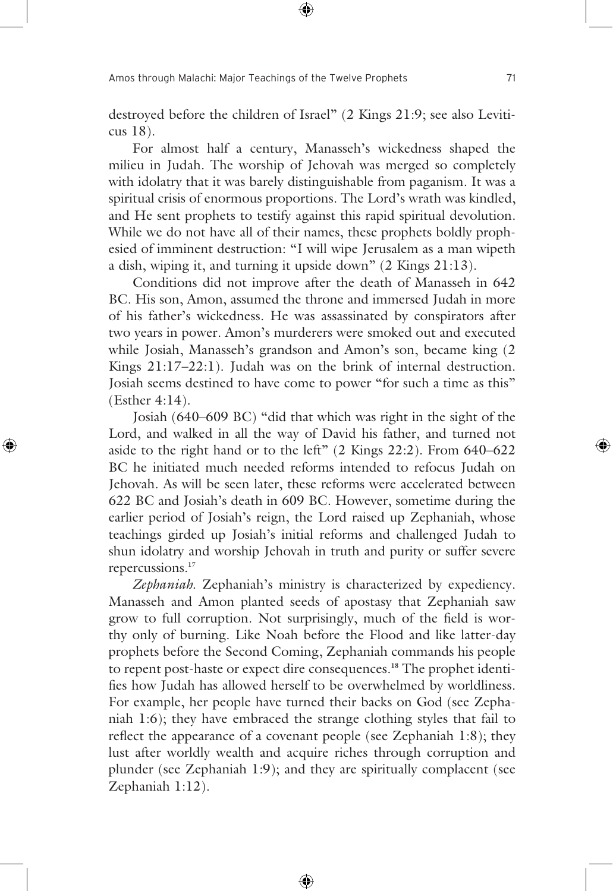destroyed before the children of Israel" (2 Kings 21:9; see also Leviticus 18).

For almost half a century, Manasseh's wickedness shaped the milieu in Judah. The worship of Jehovah was merged so completely with idolatry that it was barely distinguishable from paganism. It was a spiritual crisis of enormous proportions. The Lord's wrath was kindled, and He sent prophets to testify against this rapid spiritual devolution. While we do not have all of their names, these prophets boldly prophesied of imminent destruction: "I will wipe Jerusalem as a man wipeth a dish, wiping it, and turning it upside down" (2 Kings 21:13).

Conditions did not improve after the death of Manasseh in 642 BC. His son, Amon, assumed the throne and immersed Judah in more of his father's wickedness. He was assassinated by conspirators after two years in power. Amon's murderers were smoked out and executed while Josiah, Manasseh's grandson and Amon's son, became king (2 Kings 21:17–22:1). Judah was on the brink of internal destruction. Josiah seems destined to have come to power "for such a time as this" (Esther 4:14).

Josiah (640–609 BC) "did that which was right in the sight of the Lord, and walked in all the way of David his father, and turned not aside to the right hand or to the left" (2 Kings 22:2). From 640–622 BC he initiated much needed reforms intended to refocus Judah on Jehovah. As will be seen later, these reforms were accelerated between 622 BC and Josiah's death in 609 BC. However, sometime during the earlier period of Josiah's reign, the Lord raised up Zephaniah, whose teachings girded up Josiah's initial reforms and challenged Judah to shun idolatry and worship Jehovah in truth and purity or suffer severe repercussions.[17]

*Zephaniah.* Zephaniah's ministry is characterized by expediency. Manasseh and Amon planted seeds of apostasy that Zephaniah saw grow to full corruption. Not surprisingly, much of the field is worthy only of burning. Like Noah before the Flood and like latter-day prophets before the Second Coming, Zephaniah commands his people to repent post-haste or expect dire consequences.[18] The prophet identifies how Judah has allowed herself to be overwhelmed by worldliness. For example, her people have turned their backs on God (see Zephaniah 1:6); they have embraced the strange clothing styles that fail to reflect the appearance of a covenant people (see Zephaniah 1:8); they lust after worldly wealth and acquire riches through corruption and plunder (see Zephaniah 1:9); and they are spiritually complacent (see Zephaniah 1:12).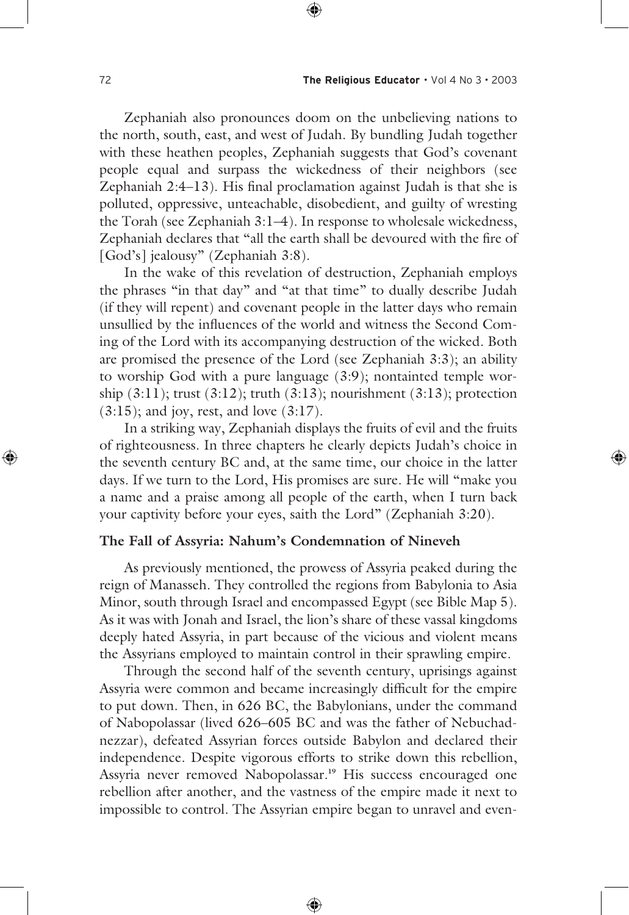Zephaniah also pronounces doom on the unbelieving nations to the north, south, east, and west of Judah. By bundling Judah together with these heathen peoples, Zephaniah suggests that God's covenant people equal and surpass the wickedness of their neighbors (see Zephaniah 2:4–13). His final proclamation against Judah is that she is polluted, oppressive, unteachable, disobedient, and guilty of wresting the Torah (see Zephaniah 3:1–4). In response to wholesale wickedness, Zephaniah declares that "all the earth shall be devoured with the fire of [God's] jealousy" (Zephaniah 3:8).

In the wake of this revelation of destruction, Zephaniah employs the phrases "in that day" and "at that time" to dually describe Judah (if they will repent) and covenant people in the latter days who remain unsullied by the influences of the world and witness the Second Coming of the Lord with its accompanying destruction of the wicked. Both are promised the presence of the Lord (see Zephaniah 3:3); an ability to worship God with a pure language (3:9); nontainted temple worship (3:11); trust (3:12); truth (3:13); nourishment (3:13); protection (3:15); and joy, rest, and love (3:17).

In a striking way, Zephaniah displays the fruits of evil and the fruits of righteousness. In three chapters he clearly depicts Judah's choice in the seventh century BC and, at the same time, our choice in the latter days. If we turn to the Lord, His promises are sure. He will "make you a name and a praise among all people of the earth, when I turn back your captivity before your eyes, saith the Lord" (Zephaniah 3:20).

### The Fall of Assyria: Nahum's Condemnation of Nineveh

As previously mentioned, the prowess of Assyria peaked during the reign of Manasseh. They controlled the regions from Babylonia to Asia Minor, south through Israel and encompassed Egypt (see Bible Map 5). As it was with Jonah and Israel, the lion's share of these vassal kingdoms deeply hated Assyria, in part because of the vicious and violent means the Assyrians employed to maintain control in their sprawling empire.

Through the second half of the seventh century, uprisings against Assyria were common and became increasingly difficult for the empire to put down. Then, in 626 BC, the Babylonians, under the command of Nabopolassar (lived 626–605 BC and was the father of Nebuchadnezzar), defeated Assyrian forces outside Babylon and declared their independence. Despite vigorous efforts to strike down this rebellion, Assyria never removed Nabopolassar.[19] His success encouraged one rebellion after another, and the vastness of the empire made it next to impossible to control. The Assyrian empire began to unravel and even-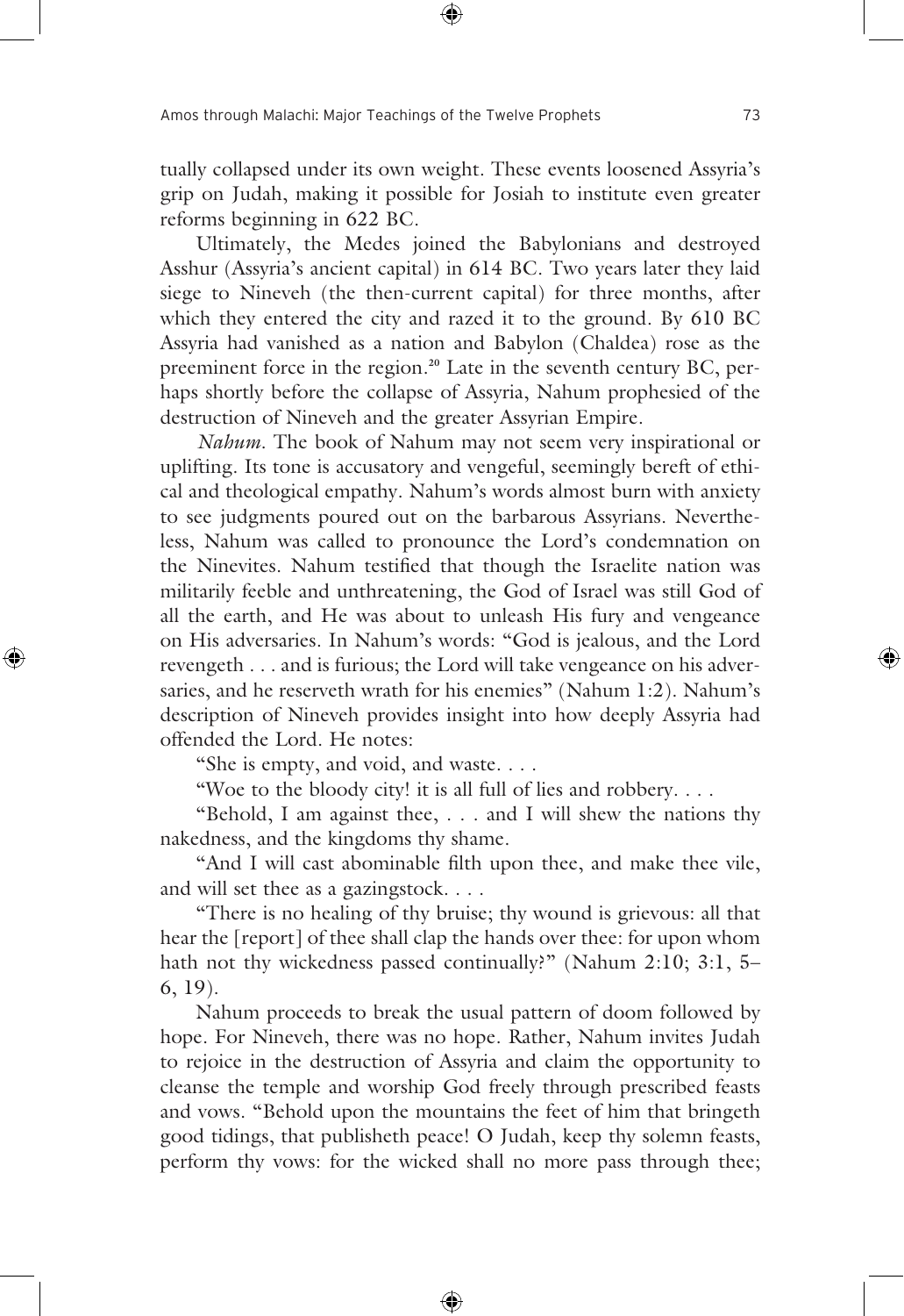tually collapsed under its own weight. These events loosened Assyria's grip on Judah, making it possible for Josiah to institute even greater reforms beginning in 622 BC.

Ultimately, the Medes joined the Babylonians and destroyed Asshur (Assyria's ancient capital) in 614 BC. Two years later they laid siege to Nineveh (the then-current capital) for three months, after which they entered the city and razed it to the ground. By 610 BC Assyria had vanished as a nation and Babylon (Chaldea) rose as the preeminent force in the region.[20] Late in the seventh century BC, perhaps shortly before the collapse of Assyria, Nahum prophesied of the destruction of Nineveh and the greater Assyrian Empire.

*Nahum*. The book of Nahum may not seem very inspirational or uplifting. Its tone is accusatory and vengeful, seemingly bereft of ethical and theological empathy. Nahum's words almost burn with anxiety to see judgments poured out on the barbarous Assyrians. Nevertheless, Nahum was called to pronounce the Lord's condemnation on the Ninevites. Nahum testified that though the Israelite nation was militarily feeble and unthreatening, the God of Israel was still God of all the earth, and He was about to unleash His fury and vengeance on His adversaries. In Nahum's words: "God is jealous, and the Lord revengeth . . . and is furious; the Lord will take vengeance on his adversaries, and he reserveth wrath for his enemies" (Nahum 1:2). Nahum's description of Nineveh provides insight into how deeply Assyria had offended the Lord. He notes:

"She is empty, and void, and waste. . . .

"Woe to the bloody city! it is all full of lies and robbery. . . .

"Behold, I am against thee, . . . and I will shew the nations thy nakedness, and the kingdoms thy shame.

"And I will cast abominable filth upon thee, and make thee vile, and will set thee as a gazingstock. . . .

"There is no healing of thy bruise; thy wound is grievous: all that hear the [report] of thee shall clap the hands over thee: for upon whom hath not thy wickedness passed continually?" (Nahum 2:10; 3:1, 5–6, 19).

Nahum proceeds to break the usual pattern of doom followed by hope. For Nineveh, there was no hope. Rather, Nahum invites Judah to rejoice in the destruction of Assyria and claim the opportunity to cleanse the temple and worship God freely through prescribed feasts and vows. "Behold upon the mountains the feet of him that bringeth good tidings, that publisheth peace! O Judah, keep thy solemn feasts, perform thy vows: for the wicked shall no more pass through thee;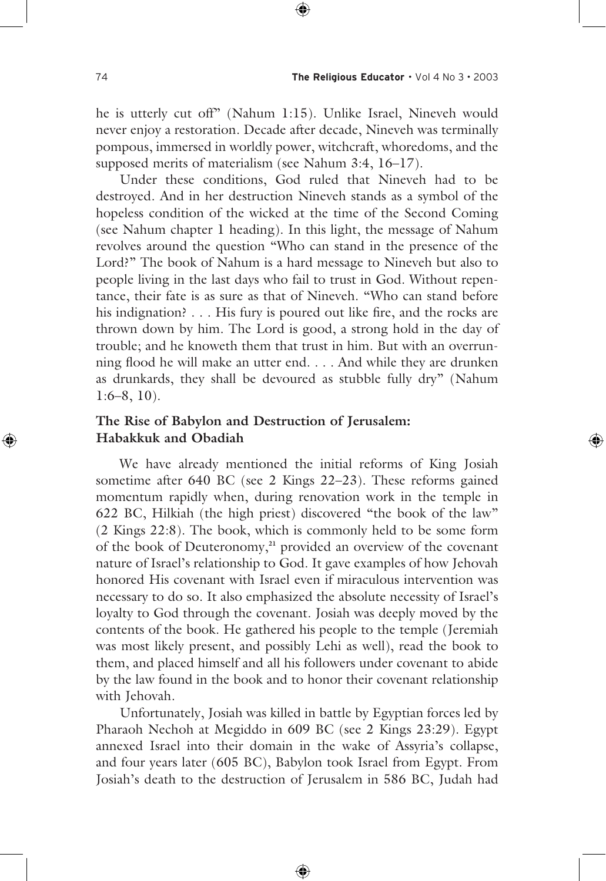he is utterly cut off" (Nahum 1:15). Unlike Israel, Nineveh would never enjoy a restoration. Decade after decade, Nineveh was terminally pompous, immersed in worldly power, witchcraft, whoredoms, and the supposed merits of materialism (see Nahum 3:4, 16–17).

Under these conditions, God ruled that Nineveh had to be destroyed. And in her destruction Nineveh stands as a symbol of the hopeless condition of the wicked at the time of the Second Coming (see Nahum chapter 1 heading). In this light, the message of Nahum revolves around the question "Who can stand in the presence of the Lord?" The book of Nahum is a hard message to Nineveh but also to people living in the last days who fail to trust in God. Without repentance, their fate is as sure as that of Nineveh. "Who can stand before his indignation? . . . His fury is poured out like fire, and the rocks are thrown down by him. The Lord is good, a strong hold in the day of trouble; and he knoweth them that trust in him. But with an overrunning flood he will make an utter end. . . . And while they are drunken as drunkards, they shall be devoured as stubble fully dry" (Nahum 1:6–8, 10).

### The Rise of Babylon and Destruction of Jerusalem: Habakkuk and Obadiah

We have already mentioned the initial reforms of King Josiah sometime after 640 BC (see 2 Kings 22–23). These reforms gained momentum rapidly when, during renovation work in the temple in 622 BC, Hilkiah (the high priest) discovered "the book of the law" (2 Kings 22:8). The book, which is commonly held to be some form of the book of Deuteronomy,[21] provided an overview of the covenant nature of Israel's relationship to God. It gave examples of how Jehovah honored His covenant with Israel even if miraculous intervention was necessary to do so. It also emphasized the absolute necessity of Israel's loyalty to God through the covenant. Josiah was deeply moved by the contents of the book. He gathered his people to the temple (Jeremiah was most likely present, and possibly Lehi as well), read the book to them, and placed himself and all his followers under covenant to abide by the law found in the book and to honor their covenant relationship with Jehovah.

Unfortunately, Josiah was killed in battle by Egyptian forces led by Pharaoh Nechoh at Megiddo in 609 BC (see 2 Kings 23:29). Egypt annexed Israel into their domain in the wake of Assyria's collapse, and four years later (605 BC), Babylon took Israel from Egypt. From Josiah's death to the destruction of Jerusalem in 586 BC, Judah had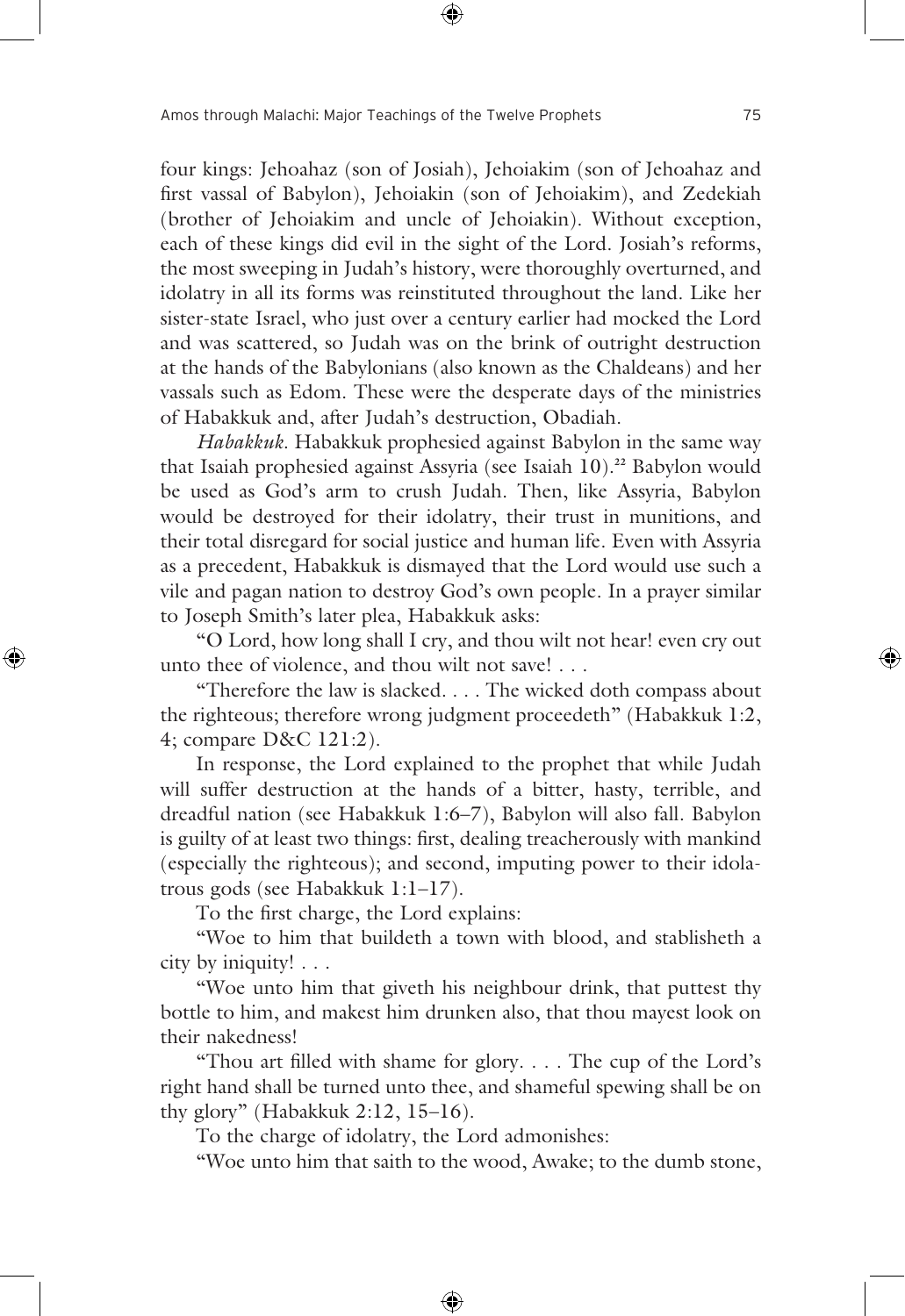four kings: Jehoahaz (son of Josiah), Jehoiakim (son of Jehoahaz and first vassal of Babylon), Jehoiakin (son of Jehoiakim), and Zedekiah (brother of Jehoiakim and uncle of Jehoiakin). Without exception, each of these kings did evil in the sight of the Lord. Josiah's reforms, the most sweeping in Judah's history, were thoroughly overturned, and idolatry in all its forms was reinstituted throughout the land. Like her sister-state Israel, who just over a century earlier had mocked the Lord and was scattered, so Judah was on the brink of outright destruction at the hands of the Babylonians (also known as the Chaldeans) and her vassals such as Edom. These were the desperate days of the ministries of Habakkuk and, after Judah's destruction, Obadiah.

*Habakkuk.* Habakkuk prophesied against Babylon in the same way that Isaiah prophesied against Assyria (see Isaiah 10).[22] Babylon would be used as God's arm to crush Judah. Then, like Assyria, Babylon would be destroyed for their idolatry, their trust in munitions, and their total disregard for social justice and human life. Even with Assyria as a precedent, Habakkuk is dismayed that the Lord would use such a vile and pagan nation to destroy God's own people. In a prayer similar to Joseph Smith's later plea, Habakkuk asks:

"O Lord, how long shall I cry, and thou wilt not hear! even cry out unto thee of violence, and thou wilt not save! . . .

"Therefore the law is slacked. . . . The wicked doth compass about the righteous; therefore wrong judgment proceedeth" (Habakkuk 1:2, 4; compare D&C 121:2).

In response, the Lord explained to the prophet that while Judah will suffer destruction at the hands of a bitter, hasty, terrible, and dreadful nation (see Habakkuk 1:6–7), Babylon will also fall. Babylon is guilty of at least two things: first, dealing treacherously with mankind (especially the righteous); and second, imputing power to their idolatrous gods (see Habakkuk 1:1–17).

To the first charge, the Lord explains:

"Woe to him that buildeth a town with blood, and stablisheth a city by iniquity! . . .

"Woe unto him that giveth his neighbour drink, that puttest thy bottle to him, and makest him drunken also, that thou mayest look on their nakedness!

"Thou art filled with shame for glory. . . . The cup of the Lord's right hand shall be turned unto thee, and shameful spewing shall be on thy glory" (Habakkuk 2:12, 15–16).

To the charge of idolatry, the Lord admonishes:

"Woe unto him that saith to the wood, Awake; to the dumb stone,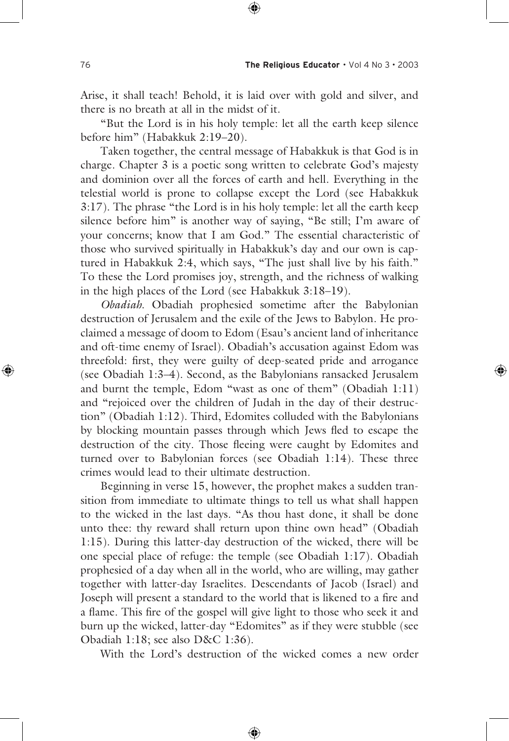Arise, it shall teach! Behold, it is laid over with gold and silver, and there is no breath at all in the midst of it.

"But the Lord is in his holy temple: let all the earth keep silence before him" (Habakkuk 2:19–20).

Taken together, the central message of Habakkuk is that God is in charge. Chapter 3 is a poetic song written to celebrate God's majesty and dominion over all the forces of earth and hell. Everything in the telestial world is prone to collapse except the Lord (see Habakkuk 3:17). The phrase "the Lord is in his holy temple: let all the earth keep silence before him" is another way of saying, "Be still; I'm aware of your concerns; know that I am God." The essential characteristic of those who survived spiritually in Habakkuk's day and our own is captured in Habakkuk 2:4, which says, "The just shall live by his faith." To these the Lord promises joy, strength, and the richness of walking in the high places of the Lord (see Habakkuk 3:18–19).

*Obadiah.* Obadiah prophesied sometime after the Babylonian destruction of Jerusalem and the exile of the Jews to Babylon. He proclaimed a message of doom to Edom (Esau's ancient land of inheritance and oft-time enemy of Israel). Obadiah's accusation against Edom was threefold: first, they were guilty of deep-seated pride and arrogance (see Obadiah 1:3–4). Second, as the Babylonians ransacked Jerusalem and burnt the temple, Edom "wast as one of them" (Obadiah 1:11) and "rejoiced over the children of Judah in the day of their destruction" (Obadiah 1:12). Third, Edomites colluded with the Babylonians by blocking mountain passes through which Jews fled to escape the destruction of the city. Those fleeing were caught by Edomites and turned over to Babylonian forces (see Obadiah 1:14). These three crimes would lead to their ultimate destruction.

Beginning in verse 15, however, the prophet makes a sudden transition from immediate to ultimate things to tell us what shall happen to the wicked in the last days. "As thou hast done, it shall be done unto thee: thy reward shall return upon thine own head" (Obadiah 1:15). During this latter-day destruction of the wicked, there will be one special place of refuge: the temple (see Obadiah 1:17). Obadiah prophesied of a day when all in the world, who are willing, may gather together with latter-day Israelites. Descendants of Jacob (Israel) and Joseph will present a standard to the world that is likened to a fire and a flame. This fire of the gospel will give light to those who seek it and burn up the wicked, latter-day "Edomites" as if they were stubble (see Obadiah 1:18; see also D&C 1:36).

With the Lord's destruction of the wicked comes a new order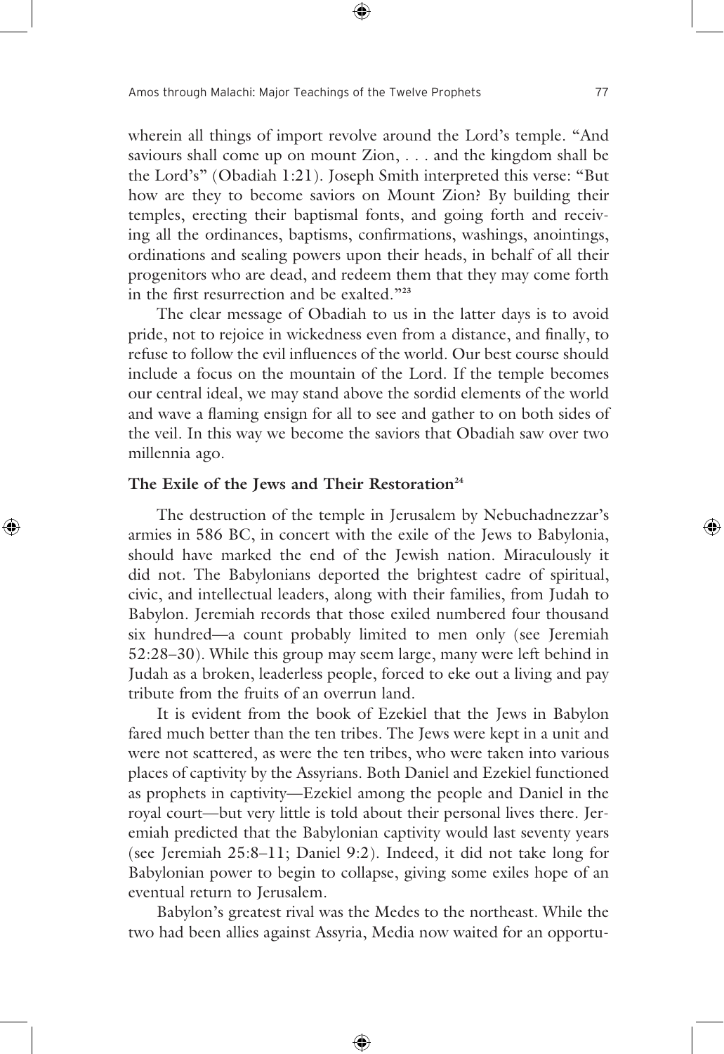wherein all things of import revolve around the Lord's temple. "And saviours shall come up on mount Zion, . . . and the kingdom shall be the Lord's" (Obadiah 1:21). Joseph Smith interpreted this verse: "But how are they to become saviors on Mount Zion? By building their temples, erecting their baptismal fonts, and going forth and receiving all the ordinances, baptisms, confirmations, washings, anointings, ordinations and sealing powers upon their heads, in behalf of all their progenitors who are dead, and redeem them that they may come forth in the first resurrection and be exalted."[23]

The clear message of Obadiah to us in the latter days is to avoid pride, not to rejoice in wickedness even from a distance, and finally, to refuse to follow the evil influences of the world. Our best course should include a focus on the mountain of the Lord. If the temple becomes our central ideal, we may stand above the sordid elements of the world and wave a flaming ensign for all to see and gather to on both sides of the veil. In this way we become the saviors that Obadiah saw over two millennia ago.

### The Exile of the Jews and Their Restoration[24]

The destruction of the temple in Jerusalem by Nebuchadnezzar's armies in 586 BC, in concert with the exile of the Jews to Babylonia, should have marked the end of the Jewish nation. Miraculously it did not. The Babylonians deported the brightest cadre of spiritual, civic, and intellectual leaders, along with their families, from Judah to Babylon. Jeremiah records that those exiled numbered four thousand six hundred—a count probably limited to men only (see Jeremiah 52:28–30). While this group may seem large, many were left behind in Judah as a broken, leaderless people, forced to eke out a living and pay tribute from the fruits of an overrun land.

It is evident from the book of Ezekiel that the Jews in Babylon fared much better than the ten tribes. The Jews were kept in a unit and were not scattered, as were the ten tribes, who were taken into various places of captivity by the Assyrians. Both Daniel and Ezekiel functioned as prophets in captivity—Ezekiel among the people and Daniel in the royal court—but very little is told about their personal lives there. Jeremiah predicted that the Babylonian captivity would last seventy years (see Jeremiah 25:8–11; Daniel 9:2). Indeed, it did not take long for Babylonian power to begin to collapse, giving some exiles hope of an eventual return to Jerusalem.

Babylon's greatest rival was the Medes to the northeast. While the two had been allies against Assyria, Media now waited for an opportu-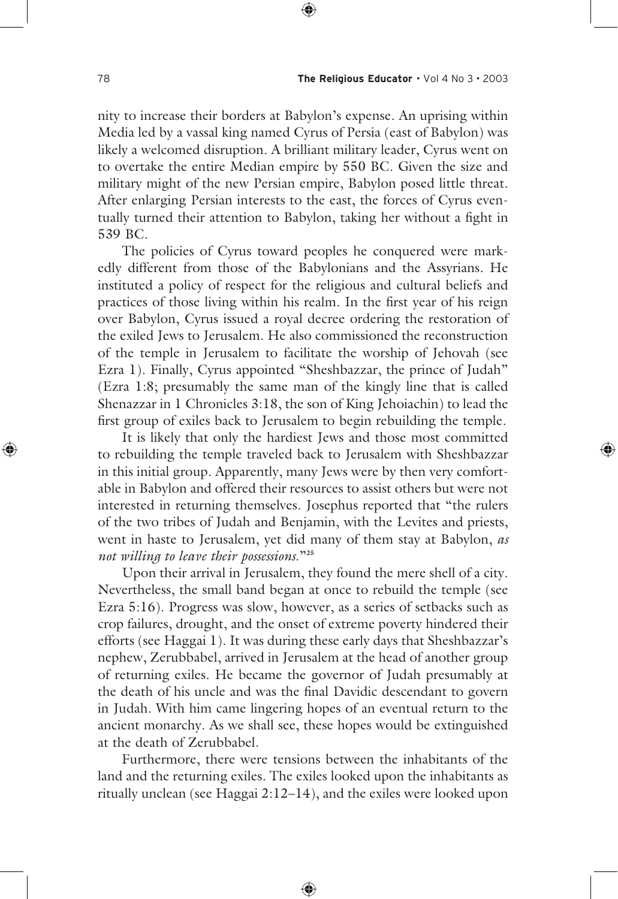nity to increase their borders at Babylon's expense. An uprising within Media led by a vassal king named Cyrus of Persia (east of Babylon) was likely a welcomed disruption. A brilliant military leader, Cyrus went on to overtake the entire Median empire by 550 BC. Given the size and military might of the new Persian empire, Babylon posed little threat. After enlarging Persian interests to the east, the forces of Cyrus eventually turned their attention to Babylon, taking her without a fight in 539 BC.

The policies of Cyrus toward peoples he conquered were markedly different from those of the Babylonians and the Assyrians. He instituted a policy of respect for the religious and cultural beliefs and practices of those living within his realm. In the first year of his reign over Babylon, Cyrus issued a royal decree ordering the restoration of the exiled Jews to Jerusalem. He also commissioned the reconstruction of the temple in Jerusalem to facilitate the worship of Jehovah (see Ezra 1). Finally, Cyrus appointed "Sheshbazzar, the prince of Judah" (Ezra 1:8; presumably the same man of the kingly line that is called Shenazzar in 1 Chronicles 3:18, the son of King Jehoiachin) to lead the first group of exiles back to Jerusalem to begin rebuilding the temple.

It is likely that only the hardiest Jews and those most committed to rebuilding the temple traveled back to Jerusalem with Sheshbazzar in this initial group. Apparently, many Jews were by then very comfortable in Babylon and offered their resources to assist others but were not interested in returning themselves. Josephus reported that "the rulers of the two tribes of Judah and Benjamin, with the Levites and priests, went in haste to Jerusalem, yet did many of them stay at Babylon, *as not willing to leave their possessions.*"[25]

Upon their arrival in Jerusalem, they found the mere shell of a city. Nevertheless, the small band began at once to rebuild the temple (see Ezra 5:16). Progress was slow, however, as a series of setbacks such as crop failures, drought, and the onset of extreme poverty hindered their efforts (see Haggai 1). It was during these early days that Sheshbazzar's nephew, Zerubbabel, arrived in Jerusalem at the head of another group of returning exiles. He became the governor of Judah presumably at the death of his uncle and was the final Davidic descendant to govern in Judah. With him came lingering hopes of an eventual return to the ancient monarchy. As we shall see, these hopes would be extinguished at the death of Zerubbabel.

Furthermore, there were tensions between the inhabitants of the land and the returning exiles. The exiles looked upon the inhabitants as ritually unclean (see Haggai 2:12–14), and the exiles were looked upon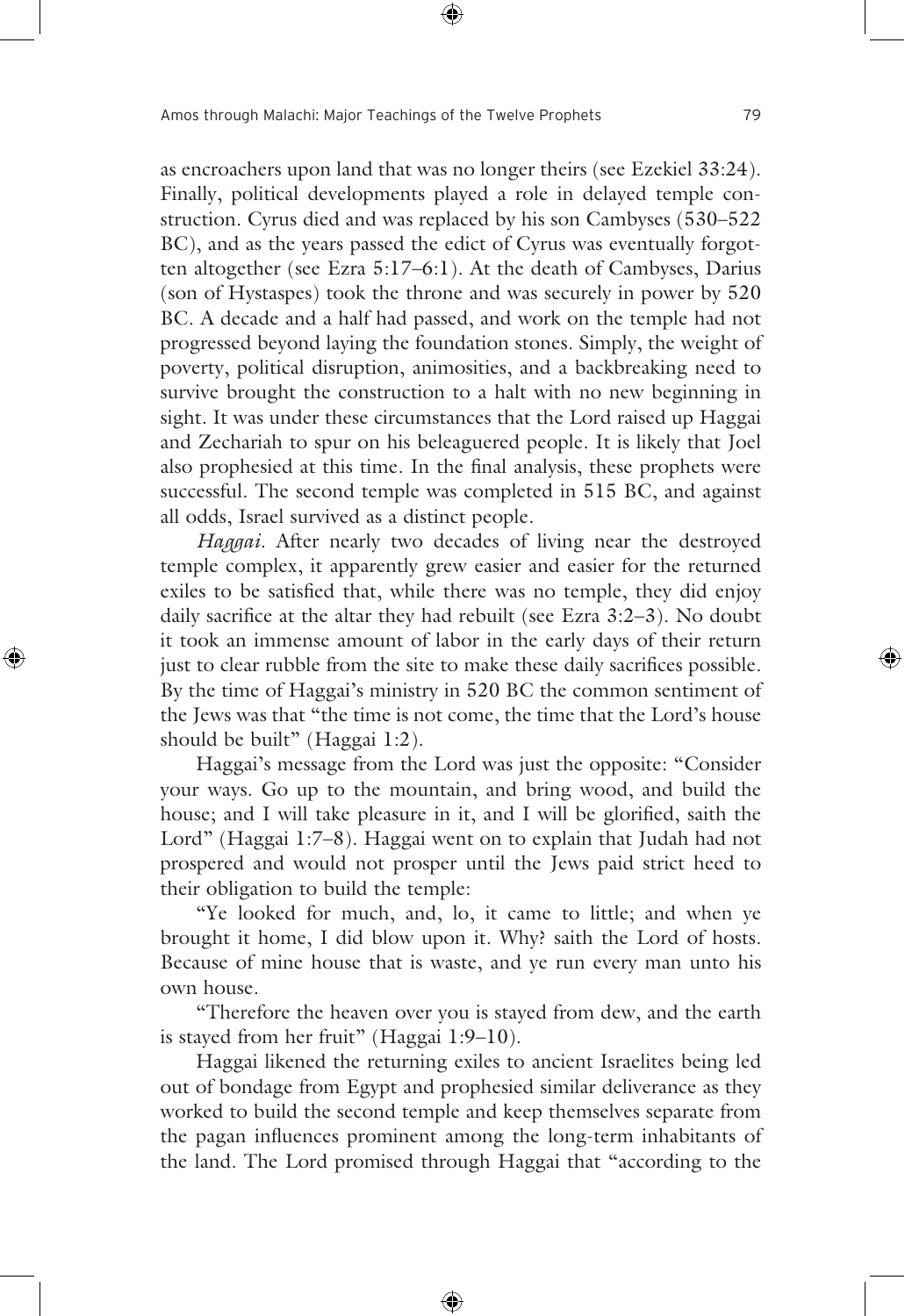as encroachers upon land that was no longer theirs (see Ezekiel 33:24). Finally, political developments played a role in delayed temple construction. Cyrus died and was replaced by his son Cambyses (530–522 BC), and as the years passed the edict of Cyrus was eventually forgotten altogether (see Ezra 5:17–6:1). At the death of Cambyses, Darius (son of Hystaspes) took the throne and was securely in power by 520 BC. A decade and a half had passed, and work on the temple had not progressed beyond laying the foundation stones. Simply, the weight of poverty, political disruption, animosities, and a backbreaking need to survive brought the construction to a halt with no new beginning in sight. It was under these circumstances that the Lord raised up Haggai and Zechariah to spur on his beleaguered people. It is likely that Joel also prophesied at this time. In the final analysis, these prophets were successful. The second temple was completed in 515 BC, and against all odds, Israel survived as a distinct people.

*Haggai.* After nearly two decades of living near the destroyed temple complex, it apparently grew easier and easier for the returned exiles to be satisfied that, while there was no temple, they did enjoy daily sacrifice at the altar they had rebuilt (see Ezra 3:2–3). No doubt it took an immense amount of labor in the early days of their return just to clear rubble from the site to make these daily sacrifices possible. By the time of Haggai's ministry in 520 BC the common sentiment of the Jews was that "the time is not come, the time that the Lord's house should be built" (Haggai 1:2).

Haggai's message from the Lord was just the opposite: "Consider your ways. Go up to the mountain, and bring wood, and build the house; and I will take pleasure in it, and I will be glorified, saith the Lord" (Haggai 1:7–8). Haggai went on to explain that Judah had not prospered and would not prosper until the Jews paid strict heed to their obligation to build the temple:

"Ye looked for much, and, lo, it came to little; and when ye brought it home, I did blow upon it. Why? saith the Lord of hosts. Because of mine house that is waste, and ye run every man unto his own house.

"Therefore the heaven over you is stayed from dew, and the earth is stayed from her fruit" (Haggai 1:9–10).

Haggai likened the returning exiles to ancient Israelites being led out of bondage from Egypt and prophesied similar deliverance as they worked to build the second temple and keep themselves separate from the pagan influences prominent among the long-term inhabitants of the land. The Lord promised through Haggai that "according to the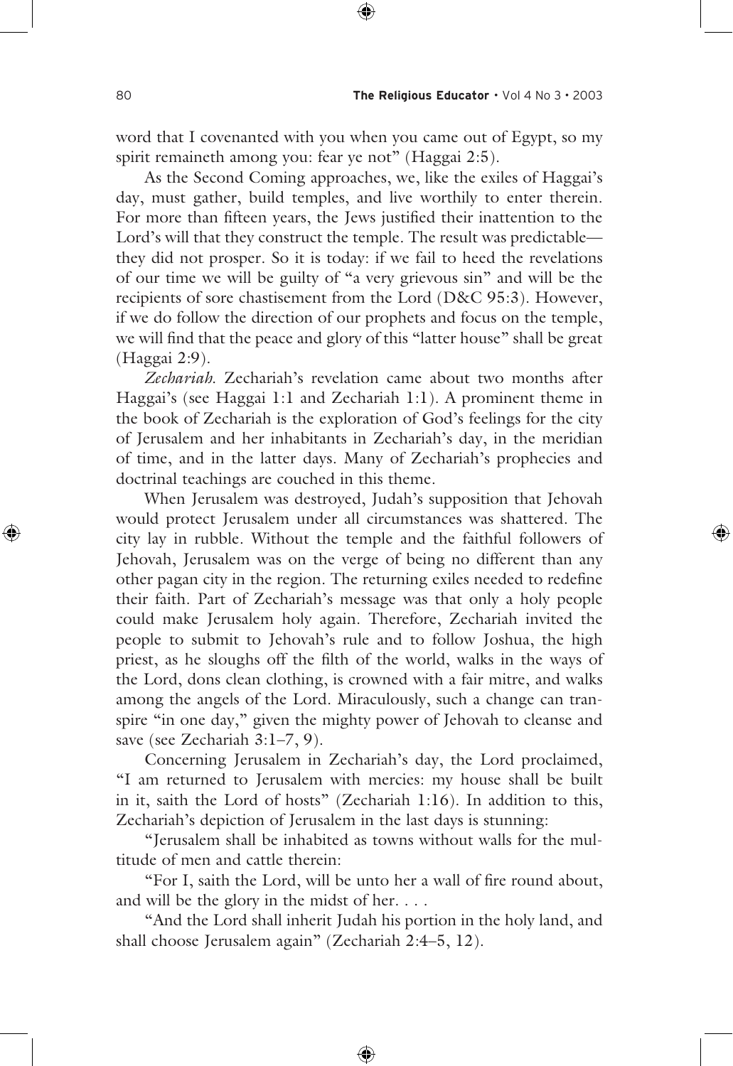word that I covenanted with you when you came out of Egypt, so my spirit remaineth among you: fear ye not" (Haggai 2:5).

As the Second Coming approaches, we, like the exiles of Haggai's day, must gather, build temples, and live worthily to enter therein. For more than fifteen years, the Jews justified their inattention to the Lord's will that they construct the temple. The result was predictable—they did not prosper. So it is today: if we fail to heed the revelations of our time we will be guilty of "a very grievous sin" and will be the recipients of sore chastisement from the Lord (D&C 95:3). However, if we do follow the direction of our prophets and focus on the temple, we will find that the peace and glory of this "latter house" shall be great (Haggai 2:9).

*Zechariah.* Zechariah's revelation came about two months after Haggai's (see Haggai 1:1 and Zechariah 1:1). A prominent theme in the book of Zechariah is the exploration of God's feelings for the city of Jerusalem and her inhabitants in Zechariah's day, in the meridian of time, and in the latter days. Many of Zechariah's prophecies and doctrinal teachings are couched in this theme.

When Jerusalem was destroyed, Judah's supposition that Jehovah would protect Jerusalem under all circumstances was shattered. The city lay in rubble. Without the temple and the faithful followers of Jehovah, Jerusalem was on the verge of being no different than any other pagan city in the region. The returning exiles needed to redefine their faith. Part of Zechariah's message was that only a holy people could make Jerusalem holy again. Therefore, Zechariah invited the people to submit to Jehovah's rule and to follow Joshua, the high priest, as he sloughs off the filth of the world, walks in the ways of the Lord, dons clean clothing, is crowned with a fair mitre, and walks among the angels of the Lord. Miraculously, such a change can transpire "in one day," given the mighty power of Jehovah to cleanse and save (see Zechariah 3:1–7, 9).

Concerning Jerusalem in Zechariah's day, the Lord proclaimed, "I am returned to Jerusalem with mercies: my house shall be built in it, saith the Lord of hosts" (Zechariah 1:16). In addition to this, Zechariah's depiction of Jerusalem in the last days is stunning:

"Jerusalem shall be inhabited as towns without walls for the multitude of men and cattle therein:

"For I, saith the Lord, will be unto her a wall of fire round about, and will be the glory in the midst of her. . . .

"And the Lord shall inherit Judah his portion in the holy land, and shall choose Jerusalem again" (Zechariah 2:4–5, 12).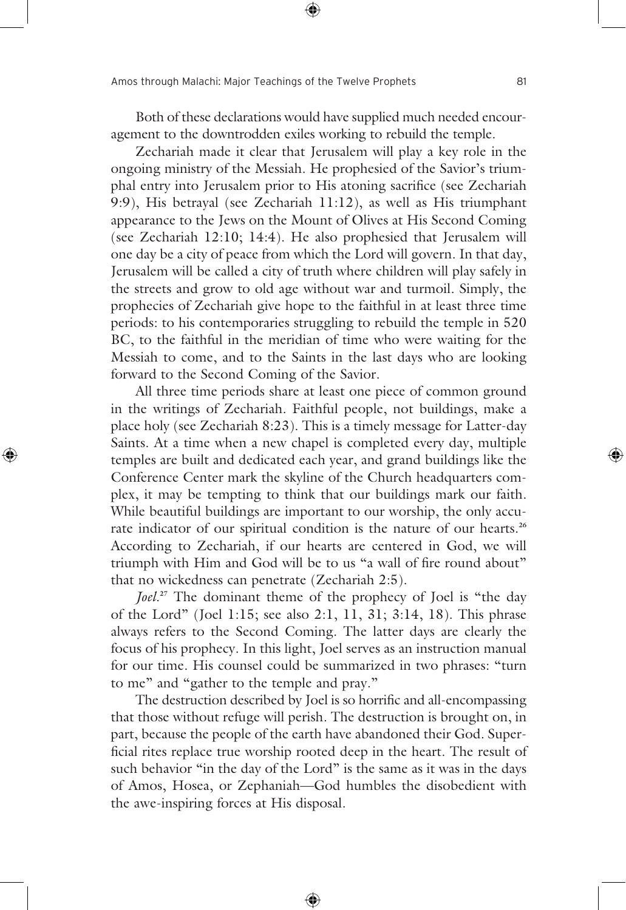Both of these declarations would have supplied much needed encouragement to the downtrodden exiles working to rebuild the temple.

Zechariah made it clear that Jerusalem will play a key role in the ongoing ministry of the Messiah. He prophesied of the Savior's triumphal entry into Jerusalem prior to His atoning sacrifice (see Zechariah 9:9), His betrayal (see Zechariah 11:12), as well as His triumphant appearance to the Jews on the Mount of Olives at His Second Coming (see Zechariah 12:10; 14:4). He also prophesied that Jerusalem will one day be a city of peace from which the Lord will govern. In that day, Jerusalem will be called a city of truth where children will play safely in the streets and grow to old age without war and turmoil. Simply, the prophecies of Zechariah give hope to the faithful in at least three time periods: to his contemporaries struggling to rebuild the temple in 520 BC, to the faithful in the meridian of time who were waiting for the Messiah to come, and to the Saints in the last days who are looking forward to the Second Coming of the Savior.

All three time periods share at least one piece of common ground in the writings of Zechariah. Faithful people, not buildings, make a place holy (see Zechariah 8:23). This is a timely message for Latter-day Saints. At a time when a new chapel is completed every day, multiple temples are built and dedicated each year, and grand buildings like the Conference Center mark the skyline of the Church headquarters complex, it may be tempting to think that our buildings mark our faith. While beautiful buildings are important to our worship, the only accurate indicator of our spiritual condition is the nature of our hearts.[26] According to Zechariah, if our hearts are centered in God, we will triumph with Him and God will be to us "a wall of fire round about" that no wickedness can penetrate (Zechariah 2:5).

*Joel*.[27] The dominant theme of the prophecy of Joel is "the day of the Lord" (Joel 1:15; see also 2:1, 11, 31; 3:14, 18). This phrase always refers to the Second Coming. The latter days are clearly the focus of his prophecy. In this light, Joel serves as an instruction manual for our time. His counsel could be summarized in two phrases: "turn to me" and "gather to the temple and pray."

The destruction described by Joel is so horrific and all-encompassing that those without refuge will perish. The destruction is brought on, in part, because the people of the earth have abandoned their God. Superficial rites replace true worship rooted deep in the heart. The result of such behavior "in the day of the Lord" is the same as it was in the days of Amos, Hosea, or Zephaniah—God humbles the disobedient with the awe-inspiring forces at His disposal.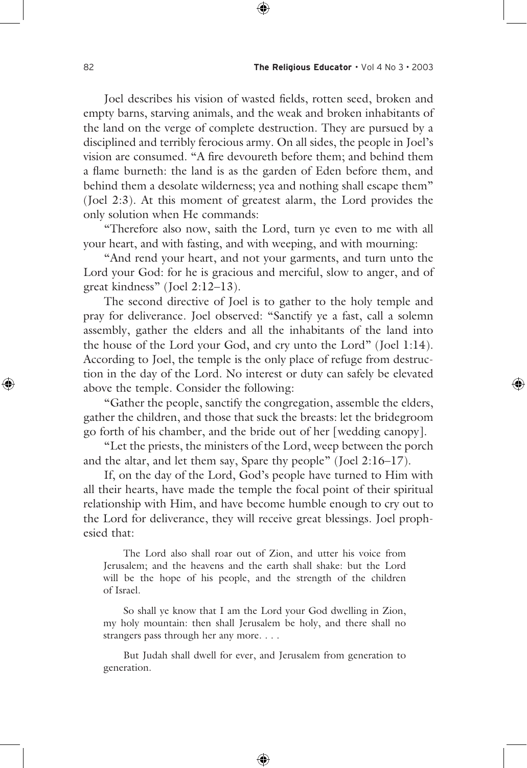Joel describes his vision of wasted fields, rotten seed, broken and empty barns, starving animals, and the weak and broken inhabitants of the land on the verge of complete destruction. They are pursued by a disciplined and terribly ferocious army. On all sides, the people in Joel's vision are consumed. "A fire devoureth before them; and behind them a flame burneth: the land is as the garden of Eden before them, and behind them a desolate wilderness; yea and nothing shall escape them" (Joel 2:3). At this moment of greatest alarm, the Lord provides the only solution when He commands:

"Therefore also now, saith the Lord, turn ye even to me with all your heart, and with fasting, and with weeping, and with mourning:

"And rend your heart, and not your garments, and turn unto the Lord your God: for he is gracious and merciful, slow to anger, and of great kindness" (Joel 2:12–13).

The second directive of Joel is to gather to the holy temple and pray for deliverance. Joel observed: "Sanctify ye a fast, call a solemn assembly, gather the elders and all the inhabitants of the land into the house of the Lord your God, and cry unto the Lord" (Joel 1:14). According to Joel, the temple is the only place of refuge from destruction in the day of the Lord. No interest or duty can safely be elevated above the temple. Consider the following:

"Gather the people, sanctify the congregation, assemble the elders, gather the children, and those that suck the breasts: let the bridegroom go forth of his chamber, and the bride out of her [wedding canopy].

"Let the priests, the ministers of the Lord, weep between the porch and the altar, and let them say, Spare thy people" (Joel 2:16–17).

If, on the day of the Lord, God's people have turned to Him with all their hearts, have made the temple the focal point of their spiritual relationship with Him, and have become humble enough to cry out to the Lord for deliverance, they will receive great blessings. Joel prophesied that:

> The Lord also shall roar out of Zion, and utter his voice from Jerusalem; and the heavens and the earth shall shake: but the Lord will be the hope of his people, and the strength of the children of Israel.
>
> So shall ye know that I am the Lord your God dwelling in Zion, my holy mountain: then shall Jerusalem be holy, and there shall no strangers pass through her any more. . . .
>
> But Judah shall dwell for ever, and Jerusalem from generation to generation.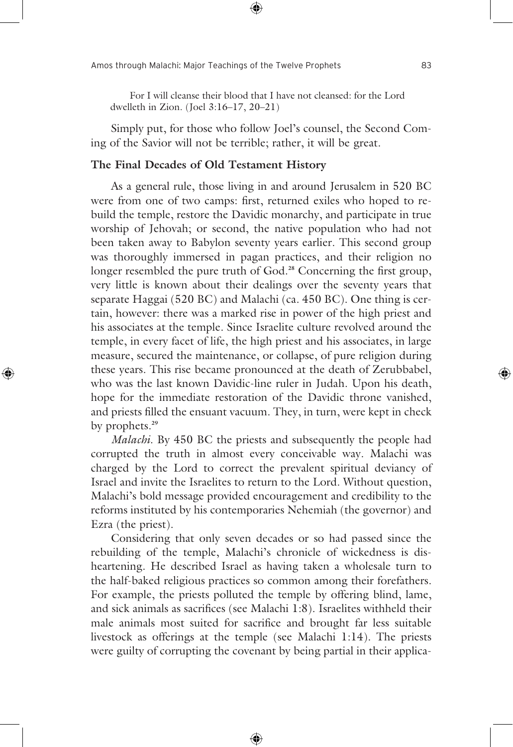For I will cleanse their blood that I have not cleansed: for the Lord dwelleth in Zion. (Joel 3:16–17, 20–21)

Simply put, for those who follow Joel's counsel, the Second Coming of the Savior will not be terrible; rather, it will be great.

### The Final Decades of Old Testament History

As a general rule, those living in and around Jerusalem in 520 BC were from one of two camps: first, returned exiles who hoped to rebuild the temple, restore the Davidic monarchy, and participate in true worship of Jehovah; or second, the native population who had not been taken away to Babylon seventy years earlier. This second group was thoroughly immersed in pagan practices, and their religion no longer resembled the pure truth of God.[28] Concerning the first group, very little is known about their dealings over the seventy years that separate Haggai (520 BC) and Malachi (ca. 450 BC). One thing is certain, however: there was a marked rise in power of the high priest and his associates at the temple. Since Israelite culture revolved around the temple, in every facet of life, the high priest and his associates, in large measure, secured the maintenance, or collapse, of pure religion during these years. This rise became pronounced at the death of Zerubbabel, who was the last known Davidic-line ruler in Judah. Upon his death, hope for the immediate restoration of the Davidic throne vanished, and priests filled the ensuant vacuum. They, in turn, were kept in check by prophets.[29]

*Malachi.* By 450 BC the priests and subsequently the people had corrupted the truth in almost every conceivable way. Malachi was charged by the Lord to correct the prevalent spiritual deviancy of Israel and invite the Israelites to return to the Lord. Without question, Malachi's bold message provided encouragement and credibility to the reforms instituted by his contemporaries Nehemiah (the governor) and Ezra (the priest).

Considering that only seven decades or so had passed since the rebuilding of the temple, Malachi's chronicle of wickedness is disheartening. He described Israel as having taken a wholesale turn to the half-baked religious practices so common among their forefathers. For example, the priests polluted the temple by offering blind, lame, and sick animals as sacrifices (see Malachi 1:8). Israelites withheld their male animals most suited for sacrifice and brought far less suitable livestock as offerings at the temple (see Malachi 1:14). The priests were guilty of corrupting the covenant by being partial in their applica-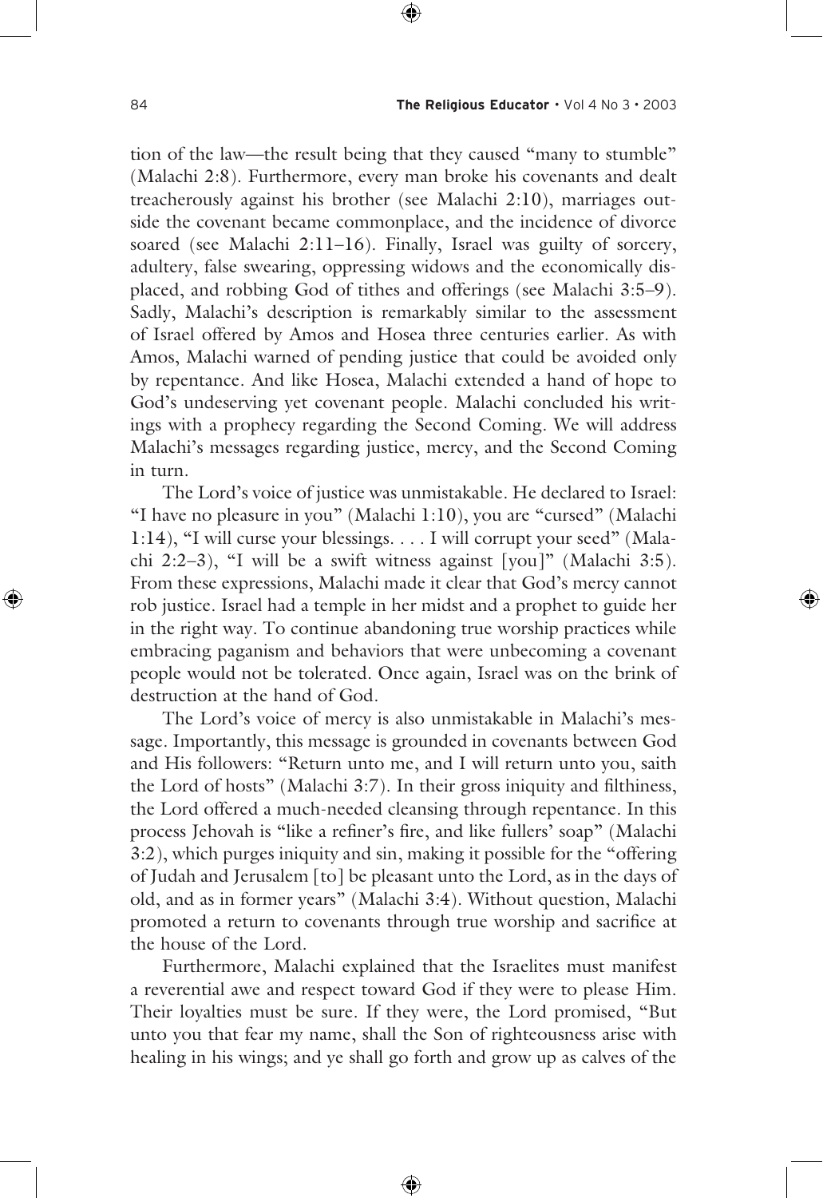tion of the law—the result being that they caused "many to stumble" (Malachi 2:8). Furthermore, every man broke his covenants and dealt treacherously against his brother (see Malachi 2:10), marriages outside the covenant became commonplace, and the incidence of divorce soared (see Malachi 2:11–16). Finally, Israel was guilty of sorcery, adultery, false swearing, oppressing widows and the economically displaced, and robbing God of tithes and offerings (see Malachi 3:5–9). Sadly, Malachi's description is remarkably similar to the assessment of Israel offered by Amos and Hosea three centuries earlier. As with Amos, Malachi warned of pending justice that could be avoided only by repentance. And like Hosea, Malachi extended a hand of hope to God's undeserving yet covenant people. Malachi concluded his writings with a prophecy regarding the Second Coming. We will address Malachi's messages regarding justice, mercy, and the Second Coming in turn.

The Lord's voice of justice was unmistakable. He declared to Israel: "I have no pleasure in you" (Malachi 1:10), you are "cursed" (Malachi 1:14), "I will curse your blessings. . . . I will corrupt your seed" (Malachi 2:2–3), "I will be a swift witness against [you]" (Malachi 3:5). From these expressions, Malachi made it clear that God's mercy cannot rob justice. Israel had a temple in her midst and a prophet to guide her in the right way. To continue abandoning true worship practices while embracing paganism and behaviors that were unbecoming a covenant people would not be tolerated. Once again, Israel was on the brink of destruction at the hand of God.

The Lord's voice of mercy is also unmistakable in Malachi's message. Importantly, this message is grounded in covenants between God and His followers: "Return unto me, and I will return unto you, saith the Lord of hosts" (Malachi 3:7). In their gross iniquity and filthiness, the Lord offered a much-needed cleansing through repentance. In this process Jehovah is "like a refiner's fire, and like fullers' soap" (Malachi 3:2), which purges iniquity and sin, making it possible for the "offering of Judah and Jerusalem [to] be pleasant unto the Lord, as in the days of old, and as in former years" (Malachi 3:4). Without question, Malachi promoted a return to covenants through true worship and sacrifice at the house of the Lord.

Furthermore, Malachi explained that the Israelites must manifest a reverential awe and respect toward God if they were to please Him. Their loyalties must be sure. If they were, the Lord promised, "But unto you that fear my name, shall the Son of righteousness arise with healing in his wings; and ye shall go forth and grow up as calves of the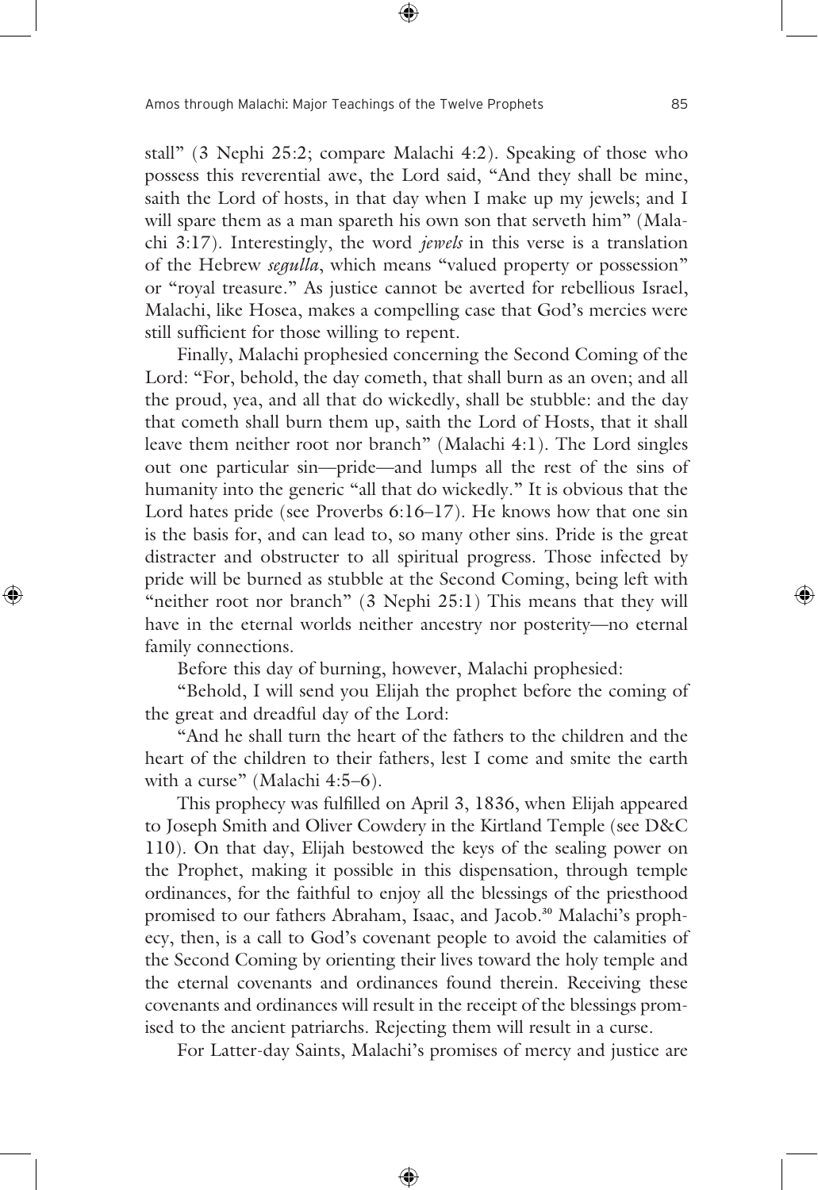stall" (3 Nephi 25:2; compare Malachi 4:2). Speaking of those who possess this reverential awe, the Lord said, "And they shall be mine, saith the Lord of hosts, in that day when I make up my jewels; and I will spare them as a man spareth his own son that serveth him" (Malachi 3:17). Interestingly, the word *jewels* in this verse is a translation of the Hebrew *segulla*, which means "valued property or possession" or "royal treasure." As justice cannot be averted for rebellious Israel, Malachi, like Hosea, makes a compelling case that God's mercies were still sufficient for those willing to repent.

Finally, Malachi prophesied concerning the Second Coming of the Lord: "For, behold, the day cometh, that shall burn as an oven; and all the proud, yea, and all that do wickedly, shall be stubble: and the day that cometh shall burn them up, saith the Lord of Hosts, that it shall leave them neither root nor branch" (Malachi 4:1). The Lord singles out one particular sin—pride—and lumps all the rest of the sins of humanity into the generic "all that do wickedly." It is obvious that the Lord hates pride (see Proverbs 6:16–17). He knows how that one sin is the basis for, and can lead to, so many other sins. Pride is the great distracter and obstructer to all spiritual progress. Those infected by pride will be burned as stubble at the Second Coming, being left with "neither root nor branch" (3 Nephi 25:1) This means that they will have in the eternal worlds neither ancestry nor posterity—no eternal family connections.

Before this day of burning, however, Malachi prophesied:

"Behold, I will send you Elijah the prophet before the coming of the great and dreadful day of the Lord:

"And he shall turn the heart of the fathers to the children and the heart of the children to their fathers, lest I come and smite the earth with a curse" (Malachi 4:5–6).

This prophecy was fulfilled on April 3, 1836, when Elijah appeared to Joseph Smith and Oliver Cowdery in the Kirtland Temple (see D&C 110). On that day, Elijah bestowed the keys of the sealing power on the Prophet, making it possible in this dispensation, through temple ordinances, for the faithful to enjoy all the blessings of the priesthood promised to our fathers Abraham, Isaac, and Jacob.[30] Malachi's prophecy, then, is a call to God's covenant people to avoid the calamities of the Second Coming by orienting their lives toward the holy temple and the eternal covenants and ordinances found therein. Receiving these covenants and ordinances will result in the receipt of the blessings promised to the ancient patriarchs. Rejecting them will result in a curse.

For Latter-day Saints, Malachi's promises of mercy and justice are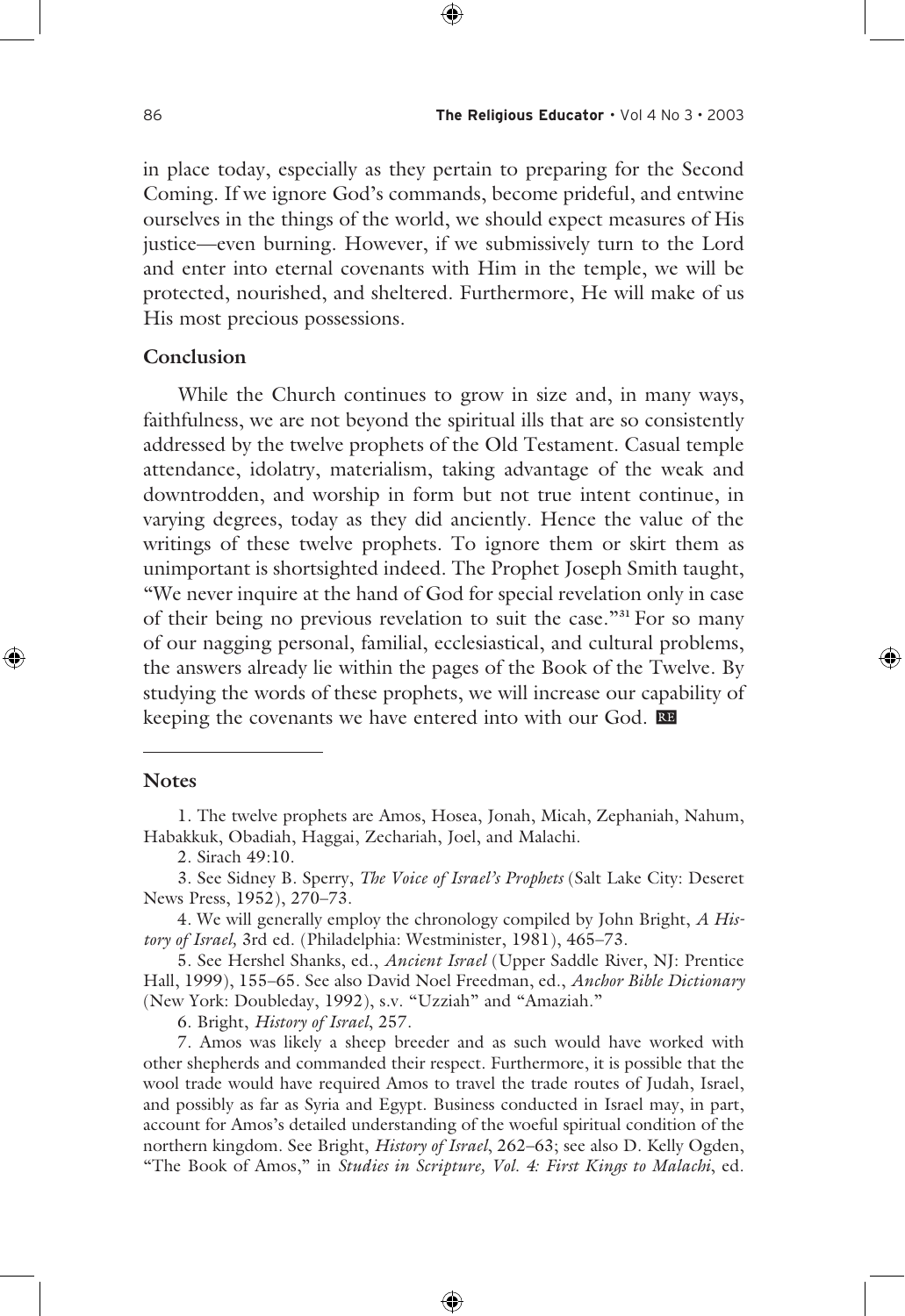in place today, especially as they pertain to preparing for the Second Coming. If we ignore God's commands, become prideful, and entwine ourselves in the things of the world, we should expect measures of His justice—even burning. However, if we submissively turn to the Lord and enter into eternal covenants with Him in the temple, we will be protected, nourished, and sheltered. Furthermore, He will make of us His most precious possessions.

### Conclusion

While the Church continues to grow in size and, in many ways, faithfulness, we are not beyond the spiritual ills that are so consistently addressed by the twelve prophets of the Old Testament. Casual temple attendance, idolatry, materialism, taking advantage of the weak and downtrodden, and worship in form but not true intent continue, in varying degrees, today as they did anciently. Hence the value of the writings of these twelve prophets. To ignore them or skirt them as unimportant is shortsighted indeed. The Prophet Joseph Smith taught, "We never inquire at the hand of God for special revelation only in case of their being no previous revelation to suit the case."[31] For so many of our nagging personal, familial, ecclesiastical, and cultural problems, the answers already lie within the pages of the Book of the Twelve. By studying the words of these prophets, we will increase our capability of keeping the covenants we have entered into with our God. RE

### Notes

1. The twelve prophets are Amos, Hosea, Jonah, Micah, Zephaniah, Nahum, Habakkuk, Obadiah, Haggai, Zechariah, Joel, and Malachi.

2. Sirach 49:10.

3. See Sidney B. Sperry, *The Voice of Israel's Prophets* (Salt Lake City: Deseret News Press, 1952), 270–73.

4. We will generally employ the chronology compiled by John Bright, *A History of Israel,* 3rd ed. (Philadelphia: Westminister, 1981), 465–73.

5. See Hershel Shanks, ed., *Ancient Israel* (Upper Saddle River, NJ: Prentice Hall, 1999), 155–65. See also David Noel Freedman, ed., *Anchor Bible Dictionary* (New York: Doubleday, 1992), s.v. "Uzziah" and "Amaziah."

6. Bright, *History of Israel*, 257.

7. Amos was likely a sheep breeder and as such would have worked with other shepherds and commanded their respect. Furthermore, it is possible that the wool trade would have required Amos to travel the trade routes of Judah, Israel, and possibly as far as Syria and Egypt. Business conducted in Israel may, in part, account for Amos's detailed understanding of the woeful spiritual condition of the northern kingdom. See Bright, *History of Israel*, 262–63; see also D. Kelly Ogden, "The Book of Amos," in *Studies in Scripture, Vol. 4: First Kings to Malachi*, ed.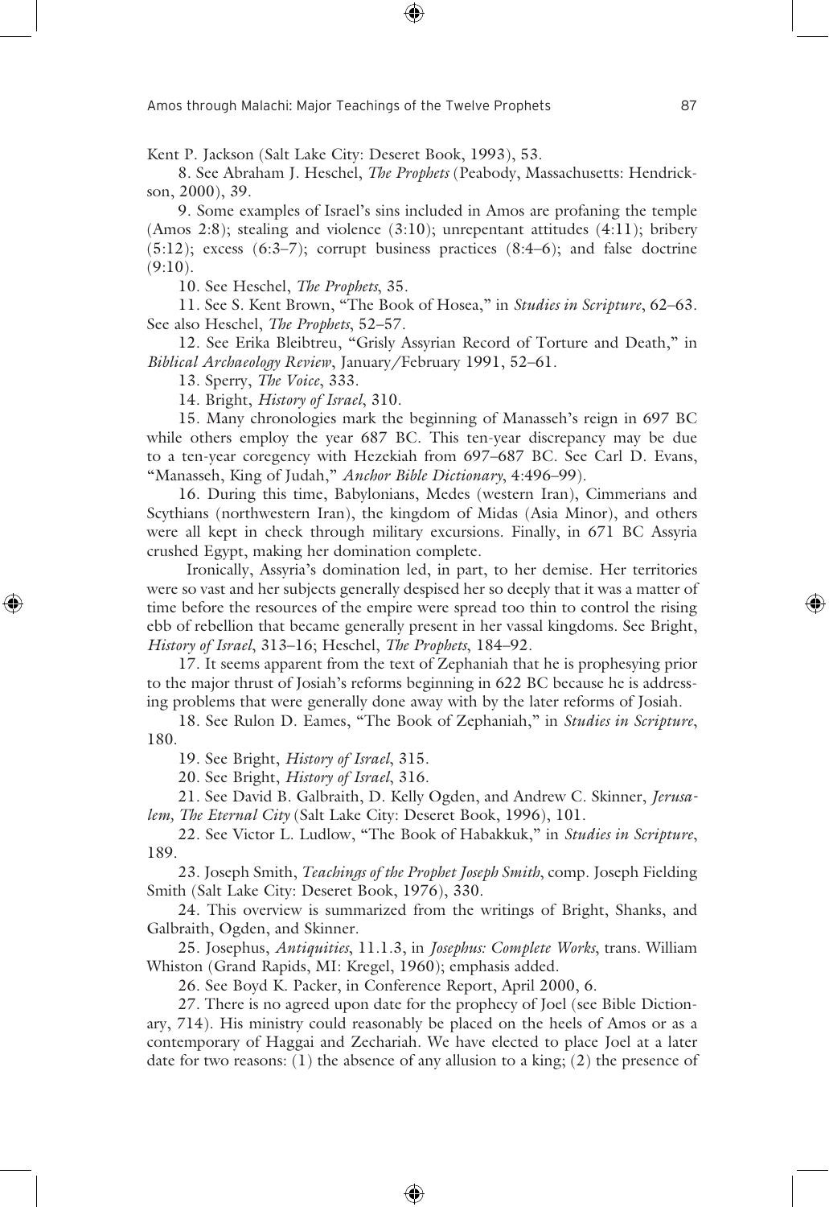Kent P. Jackson (Salt Lake City: Deseret Book, 1993), 53.

8. See Abraham J. Heschel, *The Prophets* (Peabody, Massachusetts: Hendrickson, 2000), 39.

9. Some examples of Israel's sins included in Amos are profaning the temple (Amos 2:8); stealing and violence (3:10); unrepentant attitudes (4:11); bribery (5:12); excess (6:3–7); corrupt business practices (8:4–6); and false doctrine (9:10).

10. See Heschel, *The Prophets*, 35.

11. See S. Kent Brown, "The Book of Hosea," in *Studies in Scripture*, 62–63. See also Heschel, *The Prophets*, 52–57.

12. See Erika Bleibtreu, "Grisly Assyrian Record of Torture and Death," in *Biblical Archaeology Review*, January/February 1991, 52–61.

13. Sperry, *The Voice*, 333.

14. Bright, *History of Israel*, 310.

15. Many chronologies mark the beginning of Manasseh's reign in 697 BC while others employ the year 687 BC. This ten-year discrepancy may be due to a ten-year coregency with Hezekiah from 697–687 BC. See Carl D. Evans, "Manasseh, King of Judah," *Anchor Bible Dictionary*, 4:496–99).

16. During this time, Babylonians, Medes (western Iran), Cimmerians and Scythians (northwestern Iran), the kingdom of Midas (Asia Minor), and others were all kept in check through military excursions. Finally, in 671 BC Assyria crushed Egypt, making her domination complete.

Ironically, Assyria's domination led, in part, to her demise. Her territories were so vast and her subjects generally despised her so deeply that it was a matter of time before the resources of the empire were spread too thin to control the rising ebb of rebellion that became generally present in her vassal kingdoms. See Bright, *History of Israel*, 313–16; Heschel, *The Prophets*, 184–92.

17. It seems apparent from the text of Zephaniah that he is prophesying prior to the major thrust of Josiah's reforms beginning in 622 BC because he is addressing problems that were generally done away with by the later reforms of Josiah.

18. See Rulon D. Eames, "The Book of Zephaniah," in *Studies in Scripture*, 180.

19. See Bright, *History of Israel*, 315.

20. See Bright, *History of Israel*, 316.

21. See David B. Galbraith, D. Kelly Ogden, and Andrew C. Skinner, *Jerusalem, The Eternal City* (Salt Lake City: Deseret Book, 1996), 101.

22. See Victor L. Ludlow, "The Book of Habakkuk," in *Studies in Scripture*, 189.

23. Joseph Smith, *Teachings of the Prophet Joseph Smith*, comp. Joseph Fielding Smith (Salt Lake City: Deseret Book, 1976), 330.

24. This overview is summarized from the writings of Bright, Shanks, and Galbraith, Ogden, and Skinner.

25. Josephus, *Antiquities*, 11.1.3, in *Josephus: Complete Works*, trans. William Whiston (Grand Rapids, MI: Kregel, 1960); emphasis added.

26. See Boyd K. Packer, in Conference Report, April 2000, 6.

27. There is no agreed upon date for the prophecy of Joel (see Bible Dictionary, 714). His ministry could reasonably be placed on the heels of Amos or as a contemporary of Haggai and Zechariah. We have elected to place Joel at a later date for two reasons: (1) the absence of any allusion to a king; (2) the presence of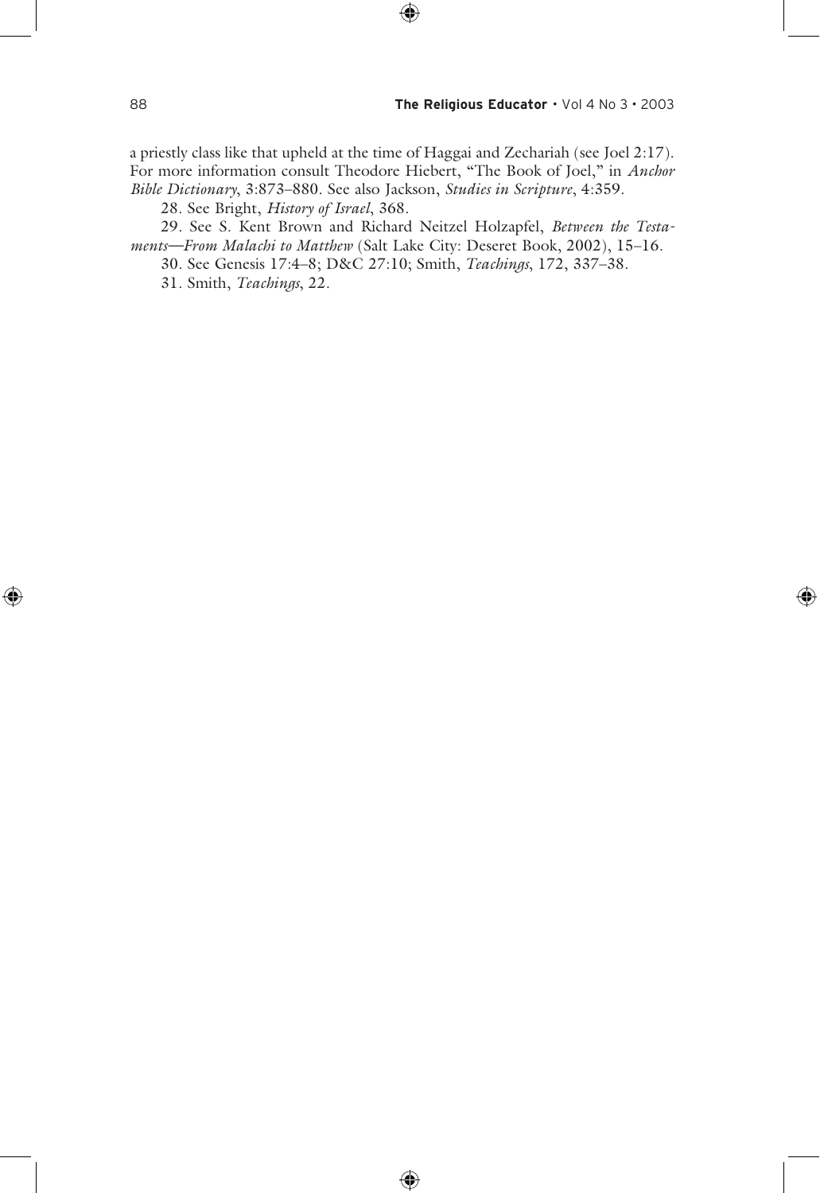a priestly class like that upheld at the time of Haggai and Zechariah (see Joel 2:17). For more information consult Theodore Hiebert, "The Book of Joel," in *Anchor Bible Dictionary*, 3:873–880. See also Jackson, *Studies in Scripture*, 4:359.

28. See Bright, *History of Israel*, 368.

29. See S. Kent Brown and Richard Neitzel Holzapfel, *Between the Testaments—From Malachi to Matthew* (Salt Lake City: Deseret Book, 2002), 15–16.

30. See Genesis 17:4–8; D&C 27:10; Smith, *Teachings*, 172, 337–38.

31. Smith, *Teachings*, 22.